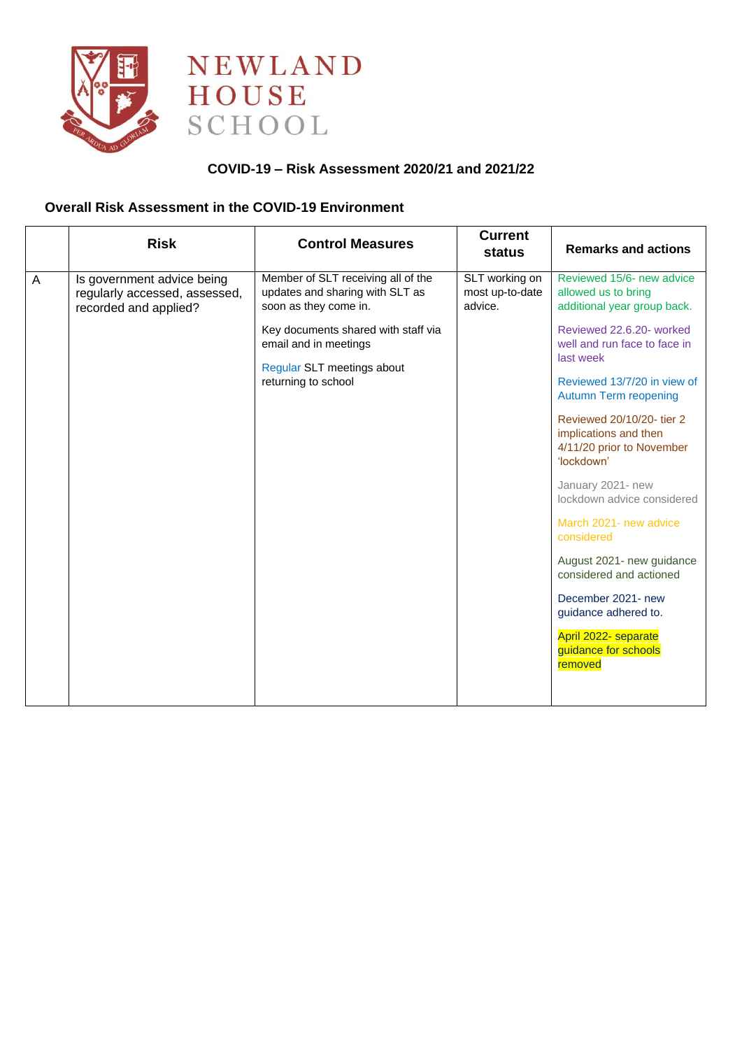NEWLAND HOUSE SCHOOL

## COVID-19 – Risk Assessment 2020/21 and 2021/22

### Overall Risk Assessment in the COVID-19 Environment

| | Risk | Control Measures | Current status | Remarks and actions |
|---|---|---|---|---|
| A | Is government advice being regularly accessed, assessed, recorded and applied? | Member of SLT receiving all of the updates and sharing with SLT as soon as they come in.<br><br>Key documents shared with staff via email and in meetings<br><br>Regular SLT meetings about returning to school | SLT working on most up-to-date advice. | Reviewed 15/6- new advice allowed us to bring additional year group back.<br><br>Reviewed 22.6.20- worked well and run face to face in last week<br><br>Reviewed 13/7/20 in view of Autumn Term reopening<br><br>Reviewed 20/10/20- tier 2 implications and then 4/11/20 prior to November 'lockdown'<br><br>January 2021- new lockdown advice considered<br><br>March 2021- new advice considered<br><br>August 2021- new guidance considered and actioned<br><br>December 2021- new guidance adhered to.<br><br>April 2022- separate guidance for schools removed |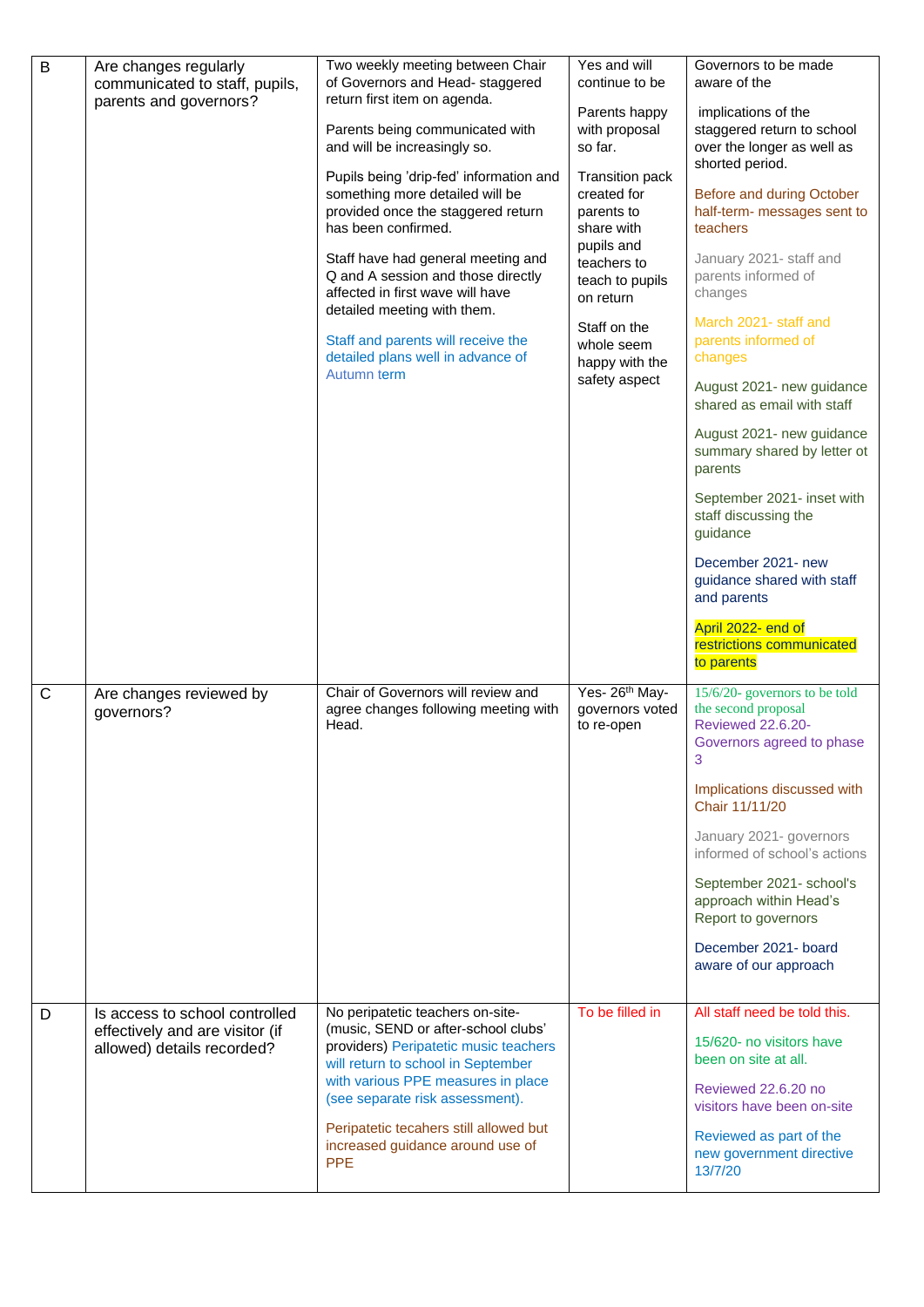| B | Are changes regularly communicated to staff, pupils, parents and governors? | Two weekly meeting between Chair of Governors and Head- staggered return first item on agenda.<br><br>Parents being communicated with and will be increasingly so.<br><br>Pupils being 'drip-fed' information and something more detailed will be provided once the staggered return has been confirmed.<br><br>Staff have had general meeting and Q and A session and those directly affected in first wave will have detailed meeting with them.<br><br>Staff and parents will receive the detailed plans well in advance of Autumn term | Yes and will continue to be<br><br>Parents happy with proposal so far.<br><br>Transition pack created for parents to share with pupils and teachers to teach to pupils on return<br><br>Staff on the whole seem happy with the safety aspect | Governors to be made aware of the<br><br>implications of the staggered return to school over the longer as well as shorted period.<br><br>Before and during October half-term- messages sent to teachers<br><br>January 2021- staff and parents informed of changes<br><br>March 2021- staff and parents informed of changes<br><br>August 2021- new guidance shared as email with staff<br><br>August 2021- new guidance summary shared by letter ot parents<br><br>September 2021- inset with staff discussing the guidance<br><br>December 2021- new guidance shared with staff and parents<br><br>April 2022- end of restrictions communicated to parents |
|---|---|---|---|---|
| C | Are changes reviewed by governors? | Chair of Governors will review and agree changes following meeting with Head. | Yes- 26th May- governors voted to re-open | 15/6/20- governors to be told the second proposal<br>Reviewed 22.6.20- Governors agreed to phase 3<br><br>Implications discussed with Chair 11/11/20<br><br>January 2021- governors informed of school's actions<br><br>September 2021- school's approach within Head's Report to governors<br><br>December 2021- board aware of our approach |
| D | Is access to school controlled effectively and are visitor (if allowed) details recorded? | No peripatetic teachers on-site- (music, SEND or after-school clubs' providers) Peripatetic music teachers will return to school in September with various PPE measures in place (see separate risk assessment).<br><br>Peripatetic tecahers still allowed but increased guidance around use of PPE | To be filled in | All staff need be told this.<br><br>15/620- no visitors have been on site at all.<br><br>Reviewed 22.6.20 no visitors have been on-site<br><br>Reviewed as part of the new government directive 13/7/20 |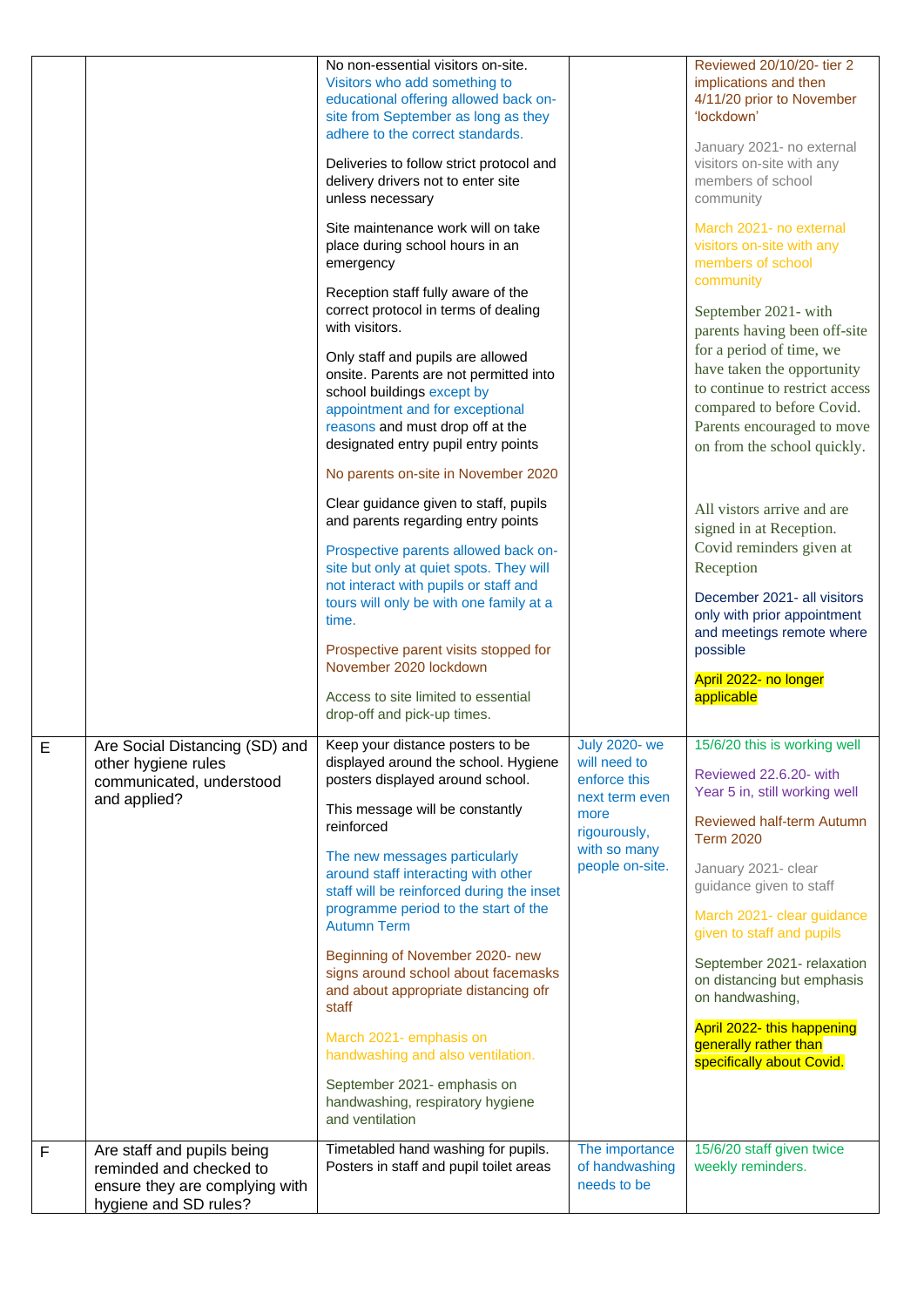| | | | | |
|---|---|---|---|---|
| | | No non-essential visitors on-site. Visitors who add something to educational offering allowed back on-site from September as long as they adhere to the correct standards.<br><br>Deliveries to follow strict protocol and delivery drivers not to enter site unless necessary<br><br>Site maintenance work will on take place during school hours in an emergency<br><br>Reception staff fully aware of the correct protocol in terms of dealing with visitors.<br><br>Only staff and pupils are allowed onsite. Parents are not permitted into school buildings except by appointment and for exceptional reasons and must drop off at the designated entry pupil entry points<br><br>No parents on-site in November 2020<br><br>Clear guidance given to staff, pupils and parents regarding entry points<br><br>Prospective parents allowed back on-site but only at quiet spots. They will not interact with pupils or staff and tours will only be with one family at a time.<br><br>Prospective parent visits stopped for November 2020 lockdown<br><br>Access to site limited to essential drop-off and pick-up times. | | Reviewed 20/10/20- tier 2 implications and then 4/11/20 prior to November 'lockdown'<br><br>January 2021- no external visitors on-site with any members of school community<br><br>March 2021- no external visitors on-site with any members of school community<br><br>September 2021- with parents having been off-site for a period of time, we have taken the opportunity to continue to restrict access compared to before Covid. Parents encouraged to move on from the school quickly.<br><br>All vistors arrive and are signed in at Reception. Covid reminders given at Reception<br><br>December 2021- all visitors only with prior appointment and meetings remote where possible<br><br>April 2022- no longer applicable |
| E | Are Social Distancing (SD) and other hygiene rules communicated, understood and applied? | Keep your distance posters to be displayed around the school. Hygiene posters displayed around school.<br><br>This message will be constantly reinforced<br><br>The new messages particularly around staff interacting with other staff will be reinforced during the inset programme period to the start of the Autumn Term<br><br>Beginning of November 2020- new signs around school about facemasks and about appropriate distancing ofr staff<br><br>March 2021- emphasis on handwashing and also ventilation.<br><br>September 2021- emphasis on handwashing, respiratory hygiene and ventilation | July 2020- we will need to enforce this next term even more rigourously, with so many people on-site. | 15/6/20 this is working well<br><br>Reviewed 22.6.20- with Year 5 in, still working well<br><br>Reviewed half-term Autumn Term 2020<br><br>January 2021- clear guidance given to staff<br><br>March 2021- clear guidance given to staff and pupils<br><br>September 2021- relaxation on distancing but emphasis on handwashing,<br><br>April 2022- this happening generally rather than specifically about Covid. |
| F | Are staff and pupils being reminded and checked to ensure they are complying with hygiene and SD rules? | Timetabled hand washing for pupils. Posters in staff and pupil toilet areas | The importance of handwashing needs to be | 15/6/20 staff given twice weekly reminders. |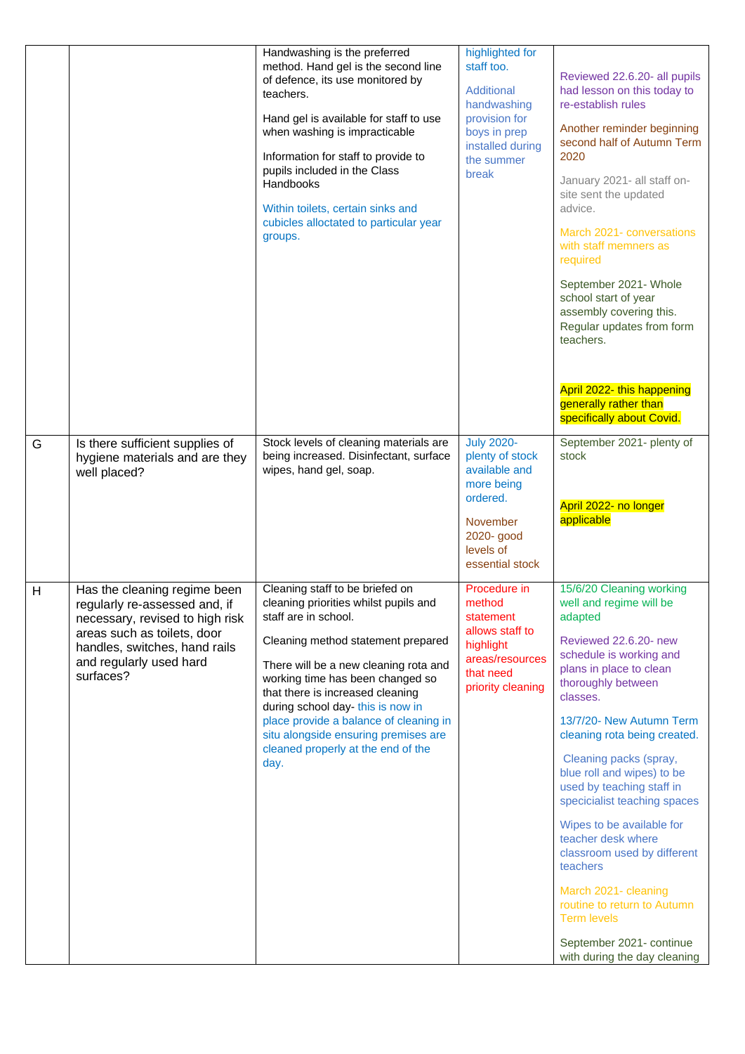| | | | | |
|---|---|---|---|---|
| | | Handwashing is the preferred method. Hand gel is the second line of defence, its use monitored by teachers.<br><br>Hand gel is available for staff to use when washing is impracticable<br><br>Information for staff to provide to pupils included in the Class Handbooks<br><br>Within toilets, certain sinks and cubicles alloctated to particular year groups. | highlighted for staff too.<br><br>Additional handwashing provision for boys in prep installed during the summer break | Reviewed 22.6.20- all pupils had lesson on this today to re-establish rules<br><br>Another reminder beginning second half of Autumn Term 2020<br><br>January 2021- all staff on-site sent the updated advice.<br><br>March 2021- conversations with staff memners as required<br><br>September 2021- Whole school start of year assembly covering this. Regular updates from form teachers.<br><br>April 2022- this happening generally rather than specifically about Covid. |
| G | Is there sufficient supplies of hygiene materials and are they well placed? | Stock levels of cleaning materials are being increased. Disinfectant, surface wipes, hand gel, soap. | July 2020- plenty of stock available and more being ordered.<br><br>November 2020- good levels of essential stock | September 2021- plenty of stock<br><br>April 2022- no longer applicable |
| H | Has the cleaning regime been regularly re-assessed and, if necessary, revised to high risk areas such as toilets, door handles, switches, hand rails and regularly used hard surfaces? | Cleaning staff to be briefed on cleaning priorities whilst pupils and staff are in school.<br><br>Cleaning method statement prepared<br><br>There will be a new cleaning rota and working time has been changed so that there is increased cleaning during school day- this is now in place provide a balance of cleaning in situ alongside ensuring premises are cleaned properly at the end of the day. | Procedure in method statement allows staff to highlight areas/resources that need priority cleaning | 15/6/20 Cleaning working well and regime will be adapted<br><br>Reviewed 22.6.20- new schedule is working and plans in place to clean thoroughly between classes.<br><br>13/7/20- New Autumn Term cleaning rota being created.<br><br>Cleaning packs (spray, blue roll and wipes) to be used by teaching staff in speciclaist teaching spaces<br><br>Wipes to be available for teacher desk where classroom used by different teachers<br><br>March 2021- cleaning routine to return to Autumn Term levels<br><br>September 2021- continue with during the day cleaning |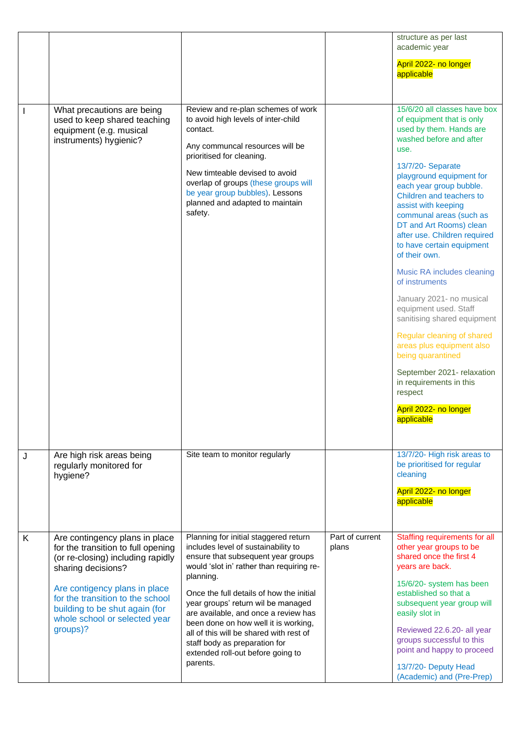| | | | | |
|---|---|---|---|---|
| | | | | structure as per last academic year<br><br>April 2022- no longer applicable |
| I | What precautions are being used to keep shared teaching equipment (e.g. musical instruments) hygienic? | Review and re-plan schemes of work to avoid high levels of inter-child contact.<br><br>Any communcal resources will be prioritised for cleaning.<br><br>New timteable devised to avoid overlap of groups (these groups will be year group bubbles). Lessons planned and adapted to maintain safety. | | 15/6/20 all classes have box of equipment that is only used by them. Hands are washed before and after use.<br><br>13/7/20- Separate playground equipment for each year group bubble. Children and teachers to assist with keeping communal areas (such as DT and Art Rooms) clean after use. Children required to have certain equipment of their own.<br><br>Music RA includes cleaning of instruments<br><br>January 2021- no musical equipment used. Staff sanitising shared equipment<br><br>Regular cleaning of shared areas plus equipment also being quarantined<br><br>September 2021- relaxation in requirements in this respect<br><br>April 2022- no longer applicable |
| J | Are high risk areas being regularly monitored for hygiene? | Site team to monitor regularly | | 13/7/20- High risk areas to be prioritised for regular cleaning<br><br>April 2022- no longer applicable |
| K | Are contingency plans in place for the transition to full opening (or re-closing) including rapidly sharing decisions?<br><br>Are contigency plans in place for the transition to the school building to be shut again (for whole school or selected year groups)? | Planning for initial staggered return includes level of sustainability to ensure that subsequent year groups would 'slot in' rather than requiring re-planning.<br><br>Once the full details of how the initial year groups' return wil be managed are available, and once a review has been done on how well it is working, all of this will be shared with rest of staff body as preparation for extended roll-out before going to parents. | Part of current plans | Staffing requirements for all other year groups to be shared once the first 4 years are back.<br><br>15/6/20- system has been established so that a subsequent year group will easily slot in<br><br>Reviewed 22.6.20- all year groups successful to this point and happy to proceed<br><br>13/7/20- Deputy Head (Academic) and (Pre-Prep) |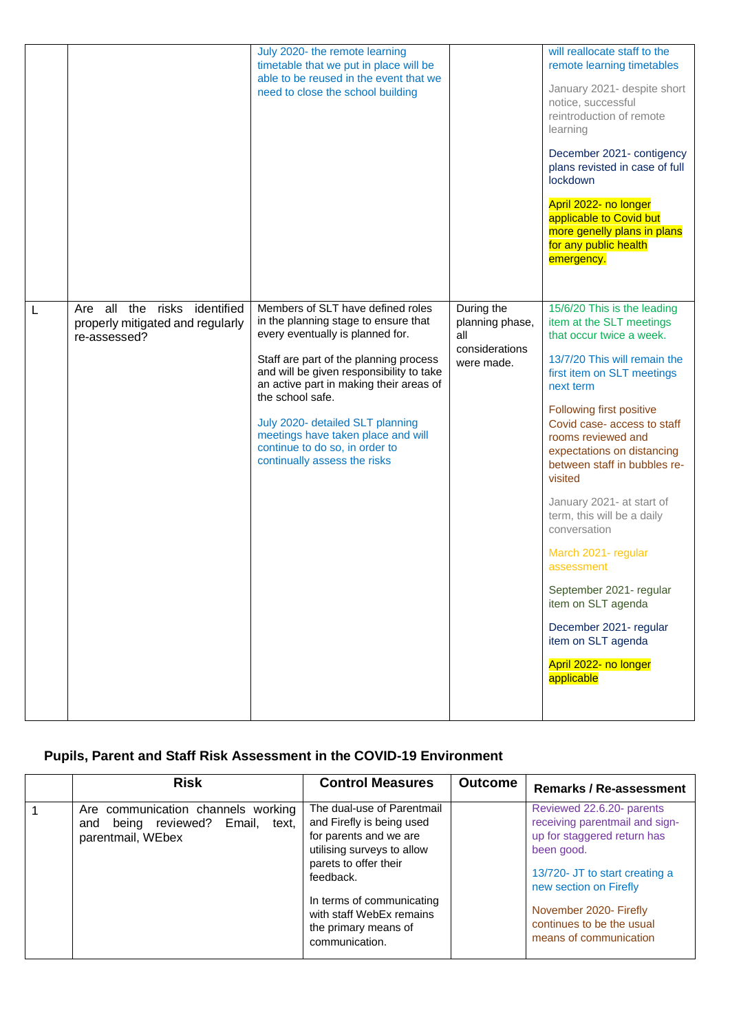| | | | | |
|---|---|---|---|---|
| | | July 2020- the remote learning timetable that we put in place will be able to be reused in the event that we need to close the school building | | will reallocate staff to the remote learning timetables<br><br>January 2021- despite short notice, successful reintroduction of remote learning<br><br>December 2021- contigency plans revisted in case of full lockdown<br><br>April 2022- no longer applicable to Covid but more genelly plans in plans for any public health emergency. |
| L | Are all the risks identified properly mitigated and regularly re-assessed? | Members of SLT have defined roles in the planning stage to ensure that every eventually is planned for.<br><br>Staff are part of the planning process and will be given responsibility to take an active part in making their areas of the school safe.<br><br>July 2020- detailed SLT planning meetings have taken place and will continue to do so, in order to continually assess the risks | During the planning phase, all considerations were made. | 15/6/20 This is the leading item at the SLT meetings that occur twice a week.<br><br>13/7/20 This will remain the first item on SLT meetings next term<br><br>Following first positive Covid case- access to staff rooms reviewed and expectations on distancing between staff in bubbles re-visited<br><br>January 2021- at start of term, this will be a daily conversation<br><br>March 2021- regular assessment<br><br>September 2021- regular item on SLT agenda<br><br>December 2021- regular item on SLT agenda<br><br>April 2022- no longer applicable |

## Pupils, Parent and Staff Risk Assessment in the COVID-19 Environment

| | Risk | Control Measures | Outcome | Remarks / Re-assessment |
|---|---|---|---|---|
| 1 | Are communication channels working and being reviewed? Email, text, parentmail, WEbex | The dual-use of Parentmail and Firefly is being used for parents and we are utilising surveys to allow parets to offer their feedback.<br><br>In terms of communicating with staff WebEx remains the primary means of communication. | | Reviewed 22.6.20- parents receiving parentmail and sign-up for staggered return has been good.<br><br>13/720- JT to start creating a new section on Firefly<br><br>November 2020- Firefly continues to be the usual means of communication |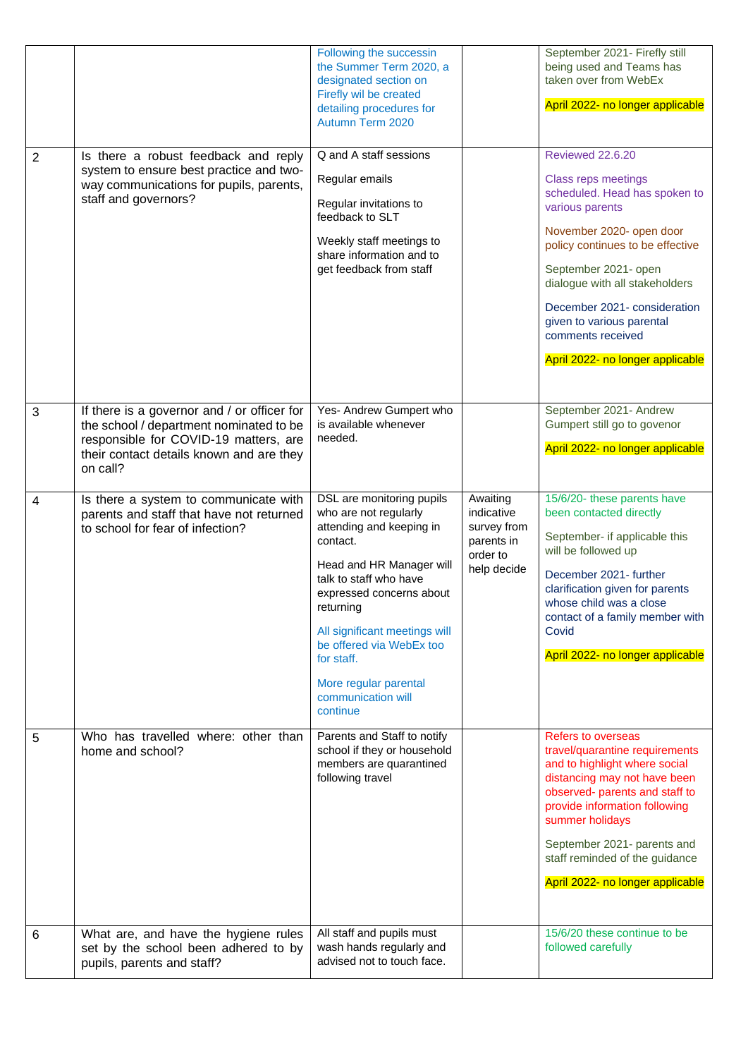| | | | | |
|---|---|---|---|---|
| | | Following the successin the Summer Term 2020, a designated section on Firefly wil be created detailing procedures for Autumn Term 2020 | | September 2021- Firefly still being used and Teams has taken over from WebEx<br><br>April 2022- no longer applicable |
| 2 | Is there a robust feedback and reply system to ensure best practice and two-way communications for pupils, parents, staff and governors? | Q and A staff sessions<br><br>Regular emails<br><br>Regular invitations to feedback to SLT<br><br>Weekly staff meetings to share information and to get feedback from staff | | Reviewed 22.6.20<br><br>Class reps meetings scheduled. Head has spoken to various parents<br><br>November 2020- open door policy continues to be effective<br><br>September 2021- open dialogue with all stakeholders<br><br>December 2021- consideration given to various parental comments received<br><br>April 2022- no longer applicable |
| 3 | If there is a governor and / or officer for the school / department nominated to be responsible for COVID-19 matters, are their contact details known and are they on call? | Yes- Andrew Gumpert who is available whenever needed. | | September 2021- Andrew Gumpert still go to govenor<br><br>April 2022- no longer applicable |
| 4 | Is there a system to communicate with parents and staff that have not returned to school for fear of infection? | DSL are monitoring pupils who are not regularly attending and keeping in contact.<br><br>Head and HR Manager will talk to staff who have expressed concerns about returning<br><br>All significant meetings will be offered via WebEx too for staff.<br><br>More regular parental communication will continue | Awaiting indicative survey from parents in order to help decide | 15/6/20- these parents have been contacted directly<br><br>September- if applicable this will be followed up<br><br>December 2021- further clarification given for parents whose child was a close contact of a family member with Covid<br><br>April 2022- no longer applicable |
| 5 | Who has travelled where: other than home and school? | Parents and Staff to notify school if they or household members are quarantined following travel | | Refers to overseas travel/quarantine requirements and to highlight where social distancing may not have been observed- parents and staff to provide information following summer holidays<br><br>September 2021- parents and staff reminded of the guidance<br><br>April 2022- no longer applicable |
| 6 | What are, and have the hygiene rules set by the school been adhered to by pupils, parents and staff? | All staff and pupils must wash hands regularly and advised not to touch face. | | 15/6/20 these continue to be followed carefully |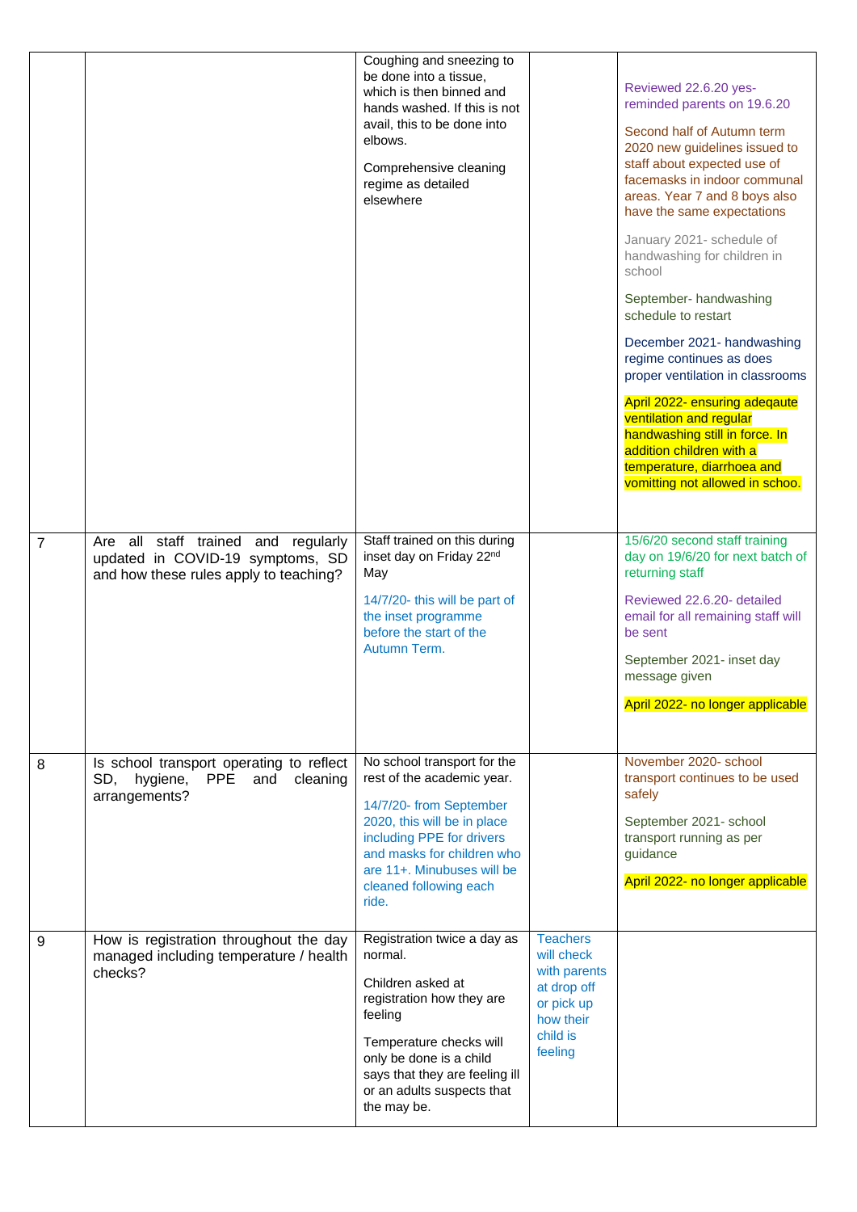| | | | | |
|---|---|---|---|---|
| | | Coughing and sneezing to be done into a tissue, which is then binned and hands washed. If this is not avail, this to be done into elbows.<br><br>Comprehensive cleaning regime as detailed elsewhere | | Reviewed 22.6.20 yes- reminded parents on 19.6.20<br><br>Second half of Autumn term 2020 new guidelines issued to staff about expected use of facemasks in indoor communal areas. Year 7 and 8 boys also have the same expectations<br><br>January 2021- schedule of handwashing for children in school<br><br>September- handwashing schedule to restart<br><br>December 2021- handwashing regime continues as does proper ventilation in classrooms<br><br>April 2022- ensuring adeqaute ventilation and regular handwashing still in force. In addition children with a temperature, diarrhoea and vomitting not allowed in schoo. |
| 7 | Are all staff trained and regularly updated in COVID-19 symptoms, SD and how these rules apply to teaching? | Staff trained on this during inset day on Friday 22nd May<br><br>14/7/20- this will be part of the inset programme before the start of the Autumn Term. | | 15/6/20 second staff training day on 19/6/20 for next batch of returning staff<br><br>Reviewed 22.6.20- detailed email for all remaining staff will be sent<br><br>September 2021- inset day message given<br><br>April 2022- no longer applicable |
| 8 | Is school transport operating to reflect SD, hygiene, PPE and cleaning arrangements? | No school transport for the rest of the academic year.<br><br>14/7/20- from September 2020, this will be in place including PPE for drivers and masks for children who are 11+. Minubuses will be cleaned following each ride. | | November 2020- school transport continues to be used safely<br><br>September 2021- school transport running as per guidance<br><br>April 2022- no longer applicable |
| 9 | How is registration throughout the day managed including temperature / health checks? | Registration twice a day as normal.<br><br>Children asked at registration how they are feeling<br><br>Temperature checks will only be done is a child says that they are feeling ill or an adults suspects that the may be. | Teachers will check with parents at drop off or pick up how their child is feeling | |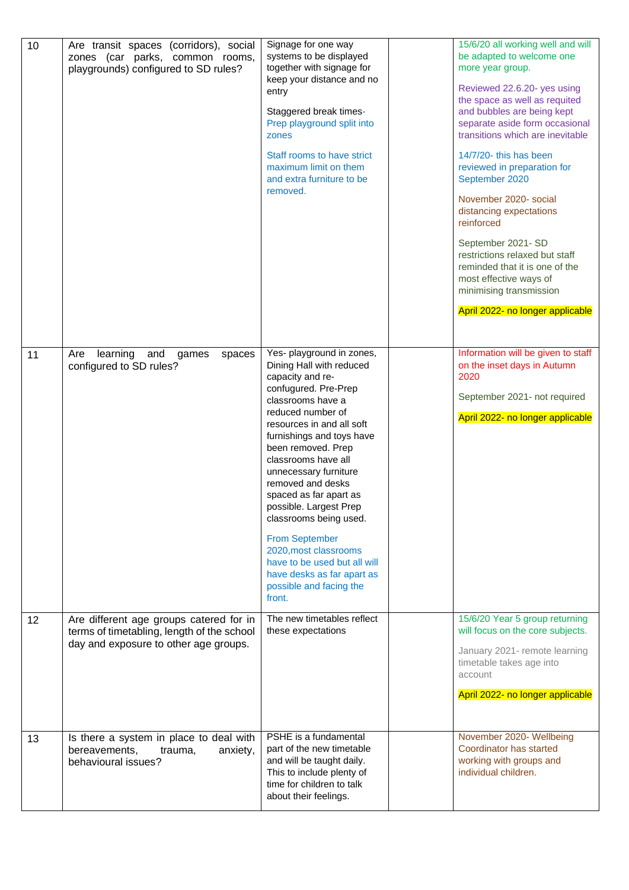| 10 | Are transit spaces (corridors), social zones (car parks, common rooms, playgrounds) configured to SD rules? | Signage for one way systems to be displayed together with signage for keep your distance and no entry<br><br>Staggered break times- Prep playground split into zones<br><br>Staff rooms to have strict maximum limit on them and extra furniture to be removed. | | 15/6/20 all working well and will be adapted to welcome one more year group.<br><br>Reviewed 22.6.20- yes using the space as well as requited and bubbles are being kept separate aside form occasional transitions which are inevitable<br><br>14/7/20- this has been reviewed in preparation for September 2020<br><br>November 2020- social distancing expectations reinforced<br><br>September 2021- SD restrictions relaxed but staff reminded that it is one of the most effective ways of minimising transmission<br><br>April 2022- no longer applicable |
|---|---|---|---|---|
| 11 | Are learning and games spaces configured to SD rules? | Yes- playground in zones, Dining Hall with reduced capacity and re-confugured. Pre-Prep classrooms have a reduced number of resources in and all soft furnishings and toys have been removed. Prep classrooms have all unnecessary furniture removed and desks spaced as far apart as possible. Largest Prep classrooms being used.<br><br>From September 2020,most classrooms have to be used but all will have desks as far apart as possible and facing the front. | | Information will be given to staff on the inset days in Autumn 2020<br><br>September 2021- not required<br><br>April 2022- no longer applicable |
| 12 | Are different age groups catered for in terms of timetabling, length of the school day and exposure to other age groups. | The new timetables reflect these expectations | | 15/6/20 Year 5 group returning will focus on the core subjects.<br><br>January 2021- remote learning timetable takes age into account<br><br>April 2022- no longer applicable |
| 13 | Is there a system in place to deal with bereavements, trauma, anxiety, behavioural issues? | PSHE is a fundamental part of the new timetable and will be taught daily. This to include plenty of time for children to talk about their feelings. | | November 2020- Wellbeing Coordinator has started working with groups and individual children. |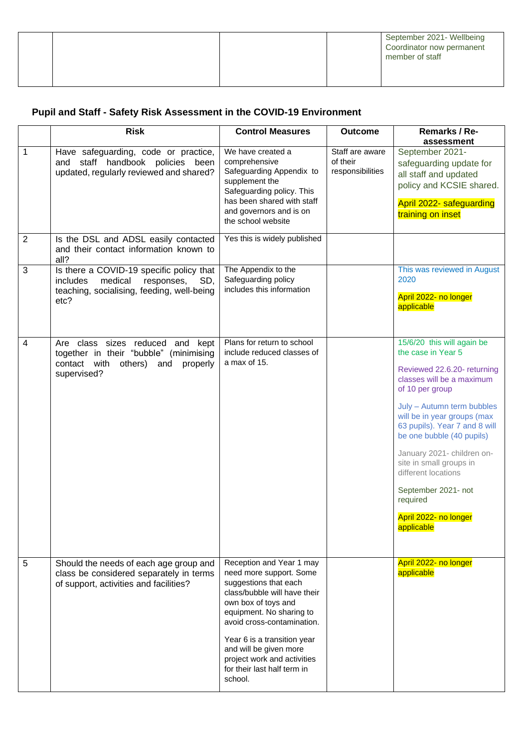| | | | | |
|---|---|---|---|---|
| | | | | September 2021- Wellbeing Coordinator now permanent member of staff |

## Pupil and Staff - Safety Risk Assessment in the COVID-19 Environment

| | Risk | Control Measures | Outcome | Remarks / Re-assessment |
|---|---|---|---|---|
| 1 | Have safeguarding, code or practice, and staff handbook policies been updated, regularly reviewed and shared? | We have created a comprehensive Safeguarding Appendix to supplement the Safeguarding policy. This has been shared with staff and governors and is on the school website | Staff are aware of their responsibilities | September 2021- safeguarding update for all staff and updated policy and KCSIE shared.<br><br>April 2022- safeguarding training on inset |
| 2 | Is the DSL and ADSL easily contacted and their contact information known to all? | Yes this is widely published | | |
| 3 | Is there a COVID-19 specific policy that includes medical responses, SD, teaching, socialising, feeding, well-being etc? | The Appendix to the Safeguarding policy includes this information | | This was reviewed in August 2020<br><br>April 2022- no longer applicable |
| 4 | Are class sizes reduced and kept together in their "bubble" (minimising contact with others) and properly supervised? | Plans for return to school include reduced classes of a max of 15. | | 15/6/20 this will again be the case in Year 5<br><br>Reviewed 22.6.20- returning classes will be a maximum of 10 per group<br><br>July – Autumn term bubbles will be in year groups (max 63 pupils). Year 7 and 8 will be one bubble (40 pupils)<br><br>January 2021- children on-site in small groups in different locations<br><br>September 2021- not required<br><br>April 2022- no longer applicable |
| 5 | Should the needs of each age group and class be considered separately in terms of support, activities and facilities? | Reception and Year 1 may need more support. Some suggestions that each class/bubble will have their own box of toys and equipment. No sharing to avoid cross-contamination.<br><br>Year 6 is a transition year and will be given more project work and activities for their last half term in school. | | April 2022- no longer applicable |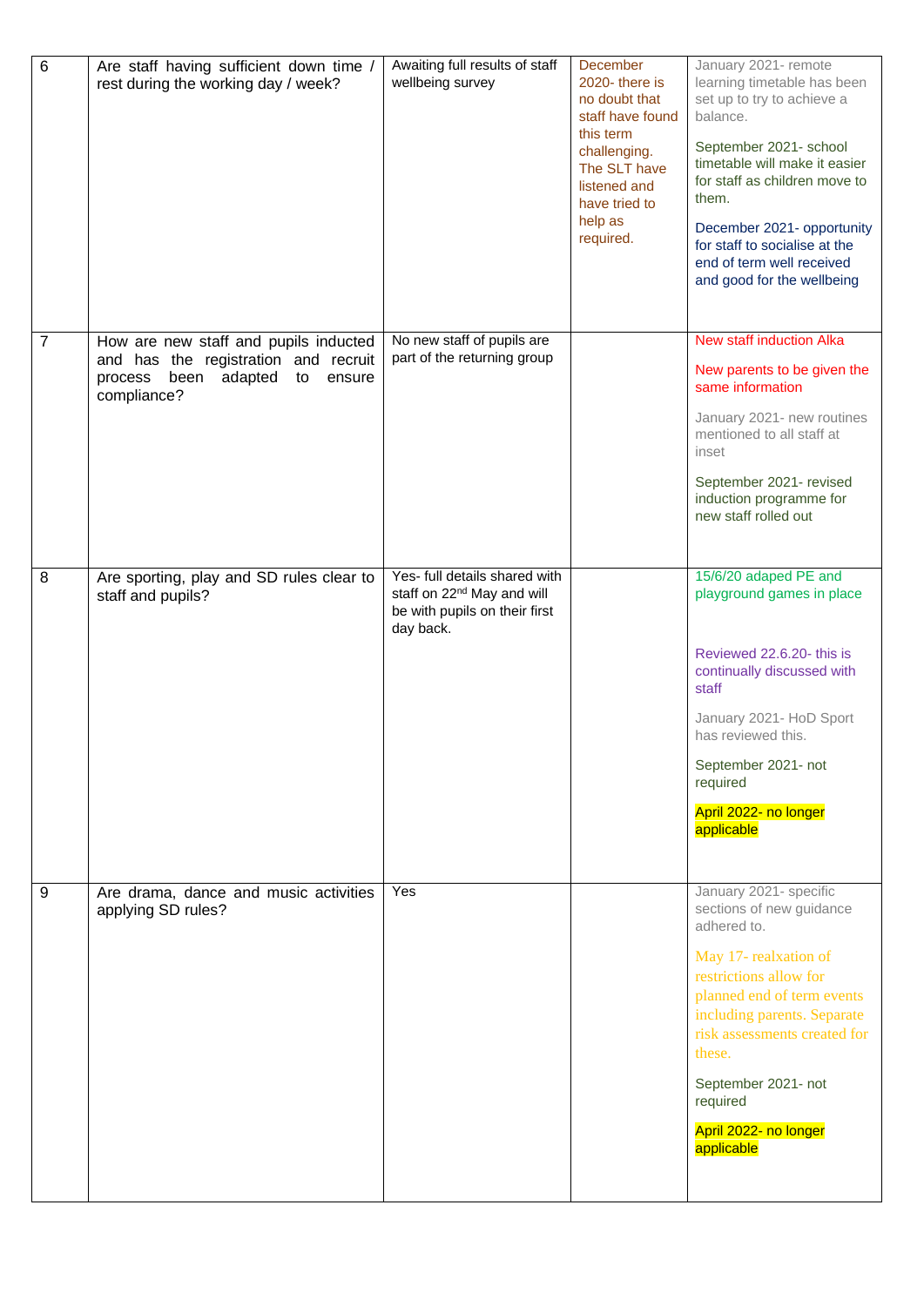| 6 | Are staff having sufficient down time / rest during the working day / week? | Awaiting full results of staff wellbeing survey | December 2020- there is no doubt that staff have found this term challenging. The SLT have listened and have tried to help as required. | January 2021- remote learning timetable has been set up to try to achieve a balance.<br><br>September 2021- school timetable will make it easier for staff as children move to them.<br><br>December 2021- opportunity for staff to socialise at the end of term well received and good for the wellbeing |
|---|---|---|---|---|
| 7 | How are new staff and pupils inducted and has the registration and recruit process been adapted to ensure compliance? | No new staff of pupils are part of the returning group | | New staff induction Alka<br><br>New parents to be given the same information<br><br>January 2021- new routines mentioned to all staff at inset<br><br>September 2021- revised induction programme for new staff rolled out |
| 8 | Are sporting, play and SD rules clear to staff and pupils? | Yes- full details shared with staff on 22nd May and will be with pupils on their first day back. | | 15/6/20 adaped PE and playground games in place<br><br>Reviewed 22.6.20- this is continually discussed with staff<br><br>January 2021- HoD Sport has reviewed this.<br><br>September 2021- not required<br><br>April 2022- no longer applicable |
| 9 | Are drama, dance and music activities applying SD rules? | Yes | | January 2021- specific sections of new guidance adhered to.<br><br>May 17- realxation of restrictions allow for planned end of term events including parents. Separate risk assessments created for these.<br><br>September 2021- not required<br><br>April 2022- no longer applicable |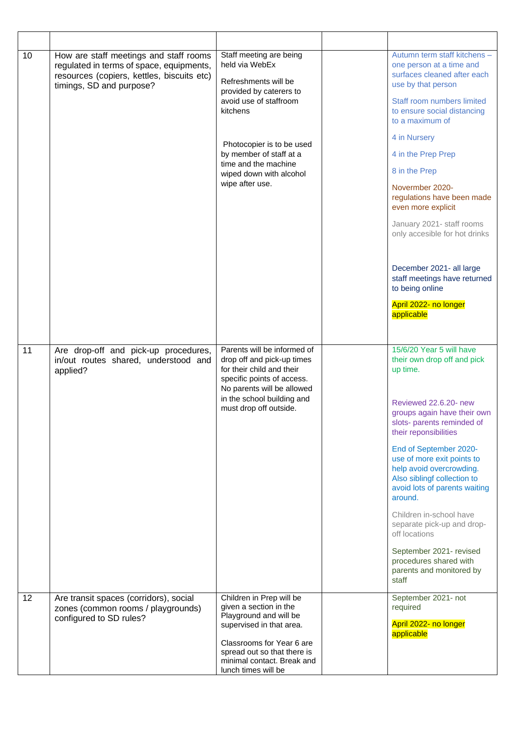| | | | | |
|---|---|---|---|---|
| 10 | How are staff meetings and staff rooms regulated in terms of space, equipments, resources (copiers, kettles, biscuits etc) timings, SD and purpose? | Staff meeting are being held via WebEx<br><br>Refreshments will be provided by caterers to avoid use of staffroom kitchens<br><br>Photocopier is to be used by member of staff at a time and the machine wiped down with alcohol wipe after use. | | Autumn term staff kitchens – one person at a time and surfaces cleaned after each use by that person<br><br>Staff room numbers limited to ensure social distancing to a maximum of<br><br>4 in Nursery<br><br>4 in the Prep Prep<br><br>8 in the Prep<br><br>Novermber 2020- regulations have been made even more explicit<br><br>January 2021- staff rooms only accesible for hot drinks<br><br>December 2021- all large staff meetings have returned to being online<br><br>April 2022- no longer applicable |
| 11 | Are drop-off and pick-up procedures, in/out routes shared, understood and applied? | Parents will be informed of drop off and pick-up times for their child and their specific points of access. No parents will be allowed in the school building and must drop off outside. | | 15/6/20 Year 5 will have their own drop off and pick up time.<br><br>Reviewed 22.6.20- new groups again have their own slots- parents reminded of their reponisbilities<br><br>End of September 2020- use of more exit points to help avoid overcrowding. Also siblingf collection to avoid lots of parents waiting around.<br><br>Children in-school have separate pick-up and drop-off locations<br><br>September 2021- revised procedures shared with parents and monitored by staff |
| 12 | Are transit spaces (corridors), social zones (common rooms / playgrounds) configured to SD rules? | Children in Prep will be given a section in the Playground and will be supervised in that area.<br><br>Classrooms for Year 6 are spread out so that there is minimal contact. Break and lunch times will be | | September 2021- not required<br><br>April 2022- no longer applicable |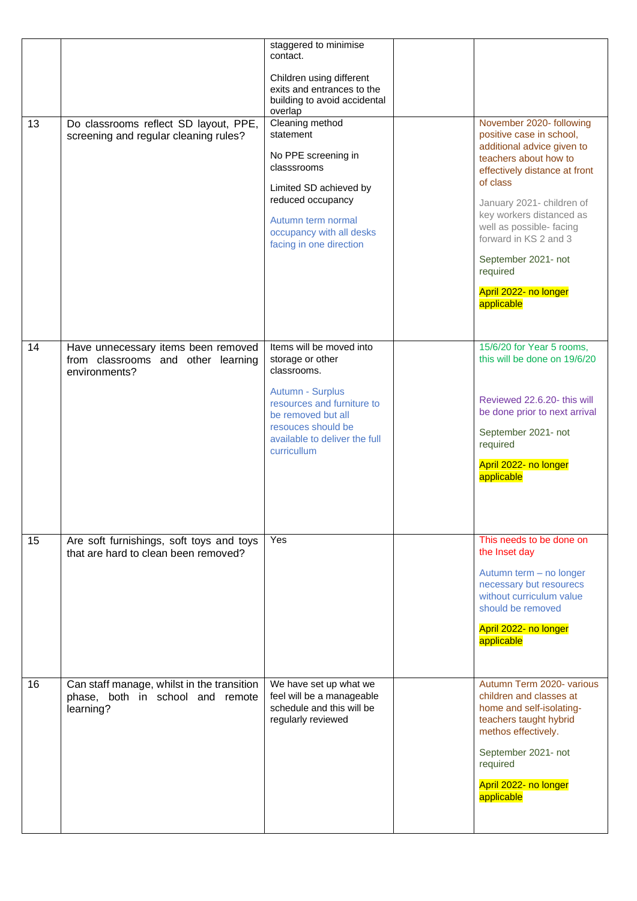| | | | | |
|---|---|---|---|---|
| | | staggered to minimise contact.<br><br>Children using different exits and entrances to the building to avoid accidental overlap | | |
| 13 | Do classrooms reflect SD layout, PPE, screening and regular cleaning rules? | Cleaning method statement<br><br>No PPE screening in classsrooms<br><br>Limited SD achieved by reduced occupancy<br><br>Autumn term normal occupancy with all desks facing in one direction | | November 2020- following positive case in school, additional advice given to teachers about how to effectively distance at front of class<br><br>January 2021- children of key workers distanced as well as possible- facing forward in KS 2 and 3<br><br>September 2021- not required<br><br>April 2022- no longer applicable |
| 14 | Have unnecessary items been removed from classrooms and other learning environments? | Items will be moved into storage or other classrooms.<br><br>Autumn - Surplus resources and furniture to be removed but all resouces should be available to deliver the full curricullum | | 15/6/20 for Year 5 rooms, this will be done on 19/6/20<br><br>Reviewed 22.6.20- this will be done prior to next arrival<br><br>September 2021- not required<br><br>April 2022- no longer applicable |
| 15 | Are soft furnishings, soft toys and toys that are hard to clean been removed? | Yes | | This needs to be done on the Inset day<br><br>Autumn term – no longer necessary but resourecs without curriculum value should be removed<br><br>April 2022- no longer applicable |
| 16 | Can staff manage, whilst in the transition phase, both in school and remote learning? | We have set up what we feel will be a manageable schedule and this will be regularly reviewed | | Autumn Term 2020- various children and classes at home and self-isolating- teachers taught hybrid methos effectively.<br><br>September 2021- not required<br><br>April 2022- no longer applicable |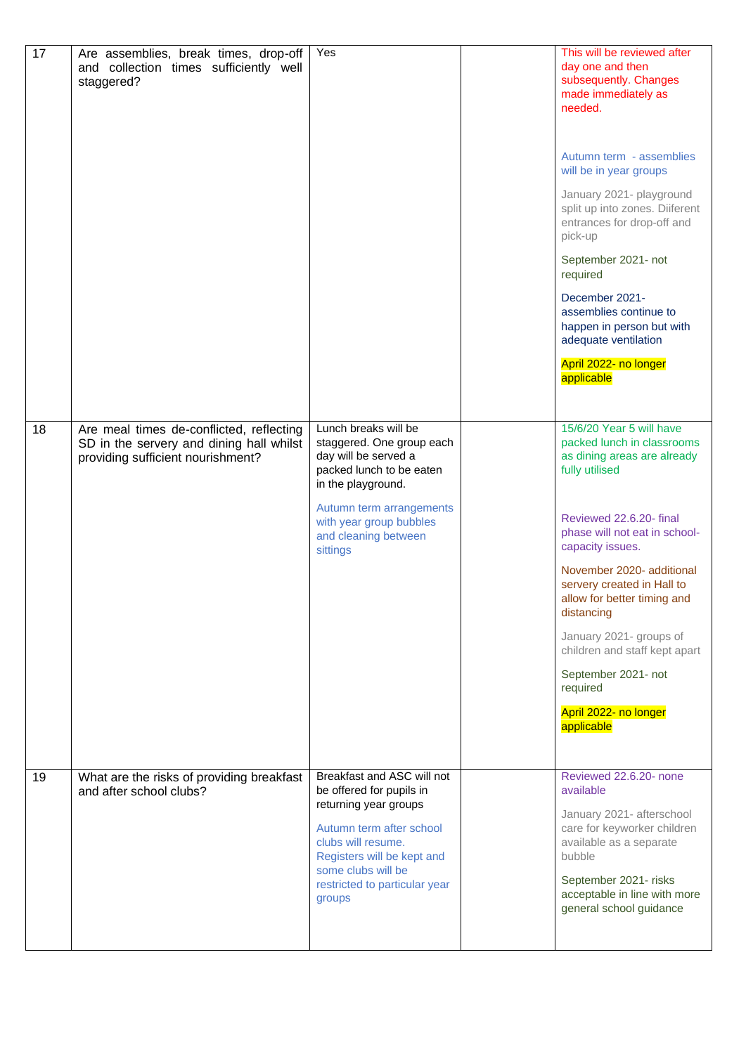| 17 | Are assemblies, break times, drop-off and collection times sufficiently well staggered? | Yes | | This will be reviewed after day one and then subsequently. Changes made immediately as needed.<br><br>Autumn term - assemblies will be in year groups<br><br>January 2021- playground split up into zones. Diiferent entrances for drop-off and pick-up<br><br>September 2021- not required<br><br>December 2021- assemblies continue to happen in person but with adequate ventilation<br><br>April 2022- no longer applicable |
|---|---|---|---|---|
| 18 | Are meal times de-conflicted, reflecting SD in the servery and dining hall whilst providing sufficient nourishment? | Lunch breaks will be staggered. One group each day will be served a packed lunch to be eaten in the playground.<br><br>Autumn term arrangements with year group bubbles and cleaning between sittings | | 15/6/20 Year 5 will have packed lunch in classrooms as dining areas are already fully utilised<br><br>Reviewed 22.6.20- final phase will not eat in school- capacity issues.<br><br>November 2020- additional servery created in Hall to allow for better timing and distancing<br><br>January 2021- groups of children and staff kept apart<br><br>September 2021- not required<br><br>April 2022- no longer applicable |
| 19 | What are the risks of providing breakfast and after school clubs? | Breakfast and ASC will not be offered for pupils in returning year groups<br><br>Autumn term after school clubs will resume. Registers will be kept and some clubs will be restricted to particular year groups | | Reviewed 22.6.20- none available<br><br>January 2021- afterschool care for keyworker children available as a separate bubble<br><br>September 2021- risks acceptable in line with more general school guidance |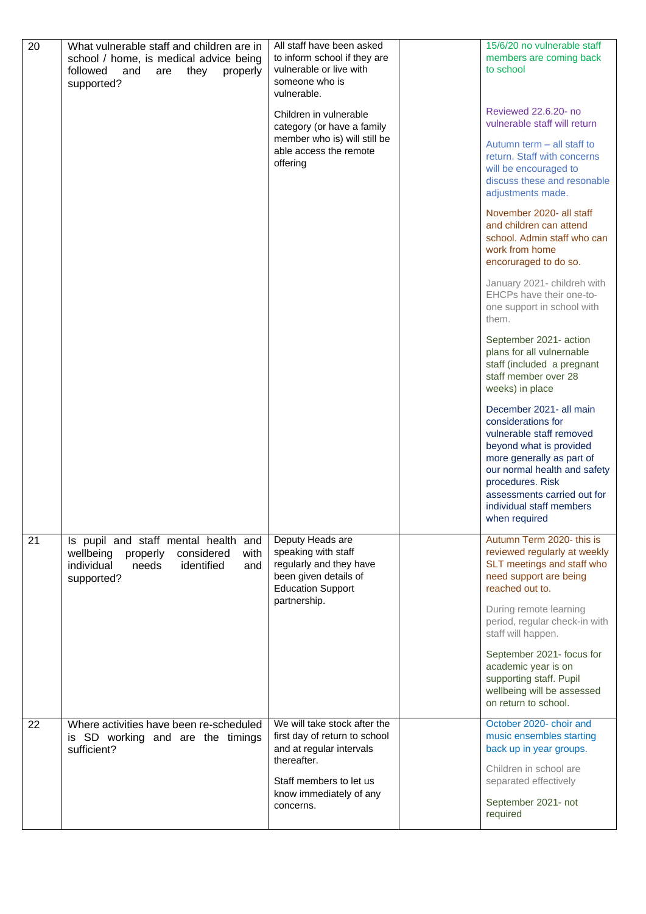| 20 | What vulnerable staff and children are in school / home, is medical advice being followed and are they properly supported? | All staff have been asked to inform school if they are vulnerable or live with someone who is vulnerable.<br><br>Children in vulnerable category (or have a family member who is) will still be able access the remote offering | | 15/6/20 no vulnerable staff members are coming back to school<br><br>Reviewed 22.6.20- no vulnerable staff will return<br><br>Autumn term – all staff to return. Staff with concerns will be encouraged to discuss these and resonable adjustments made.<br><br>November 2020- all staff and children can attend school. Admin staff who can work from home encoruraged to do so.<br><br>January 2021- childreh with EHCPs have their one-to-one support in school with them.<br><br>September 2021- action plans for all vulnerable staff (included a pregnant staff member over 28 weeks) in place<br><br>December 2021- all main considerations for vulnerable staff removed beyond what is provided more generally as part of our normal health and safety procedures. Risk assessments carried out for individual staff members when required |
|---|---|---|---|---|
| 21 | Is pupil and staff mental health and wellbeing properly considered with individual needs identified and supported? | Deputy Heads are speaking with staff regularly and they have been given details of Education Support partnership. | | Autumn Term 2020- this is reviewed regularly at weekly SLT meetings and staff who need support are being reached out to.<br><br>During remote learning period, regular check-in with staff will happen.<br><br>September 2021- focus for academic year is on supporting staff. Pupil wellbeing will be assessed on return to school. |
| 22 | Where activities have been re-scheduled is SD working and are the timings sufficient? | We will take stock after the first day of return to school and at regular intervals thereafter.<br><br>Staff members to let us know immediately of any concerns. | | October 2020- choir and music ensembles starting back up in year groups.<br><br>Children in school are separated effectively<br><br>September 2021- not required |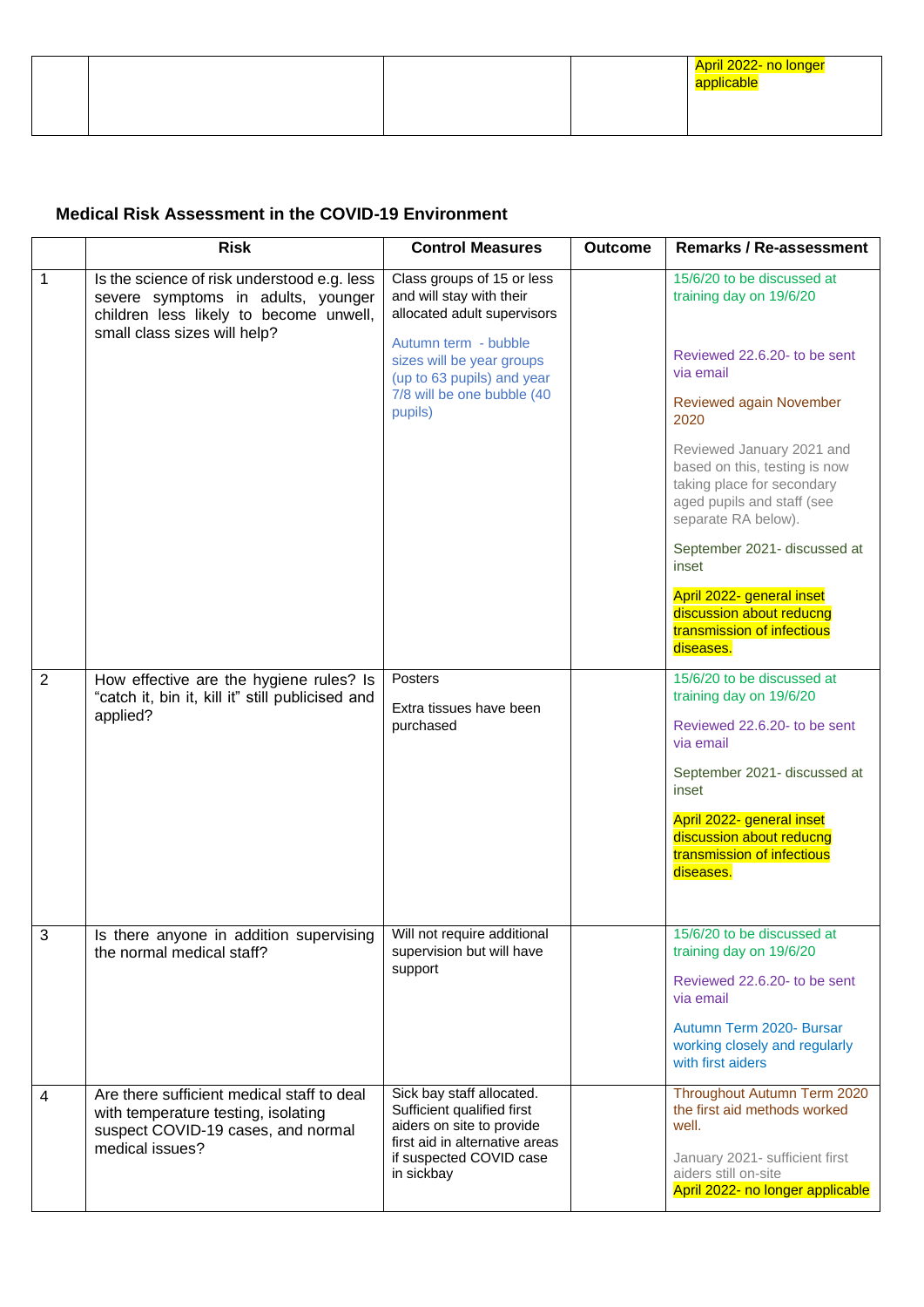| | | | | |
|---|---|---|---|---|
| | | | | April 2022- no longer applicable |

## Medical Risk Assessment in the COVID-19 Environment

| | Risk | Control Measures | Outcome | Remarks / Re-assessment |
|---|---|---|---|---|
| 1 | Is the science of risk understood e.g. less severe symptoms in adults, younger children less likely to become unwell, small class sizes will help? | Class groups of 15 or less and will stay with their allocated adult supervisors<br><br>Autumn term - bubble sizes will be year groups (up to 63 pupils) and year 7/8 will be one bubble (40 pupils) | | 15/6/20 to be discussed at training day on 19/6/20<br><br>Reviewed 22.6.20- to be sent via email<br><br>Reviewed again November 2020<br><br>Reviewed January 2021 and based on this, testing is now taking place for secondary aged pupils and staff (see separate RA below).<br><br>September 2021- discussed at inset<br><br>April 2022- general inset discussion about reducng transmission of infectious diseases. |
| 2 | How effective are the hygiene rules? Is "catch it, bin it, kill it" still publicised and applied? | Posters<br><br>Extra tissues have been purchased | | 15/6/20 to be discussed at training day on 19/6/20<br><br>Reviewed 22.6.20- to be sent via email<br><br>September 2021- discussed at inset<br><br>April 2022- general inset discussion about reducng transmission of infectious diseases. |
| 3 | Is there anyone in addition supervising the normal medical staff? | Will not require additional supervision but will have support | | 15/6/20 to be discussed at training day on 19/6/20<br><br>Reviewed 22.6.20- to be sent via email<br><br>Autumn Term 2020- Bursar working closely and regularly with first aiders |
| 4 | Are there sufficient medical staff to deal with temperature testing, isolating suspect COVID-19 cases, and normal medical issues? | Sick bay staff allocated. Sufficient qualified first aiders on site to provide first aid in alternative areas if suspected COVID case in sickbay | | Throughout Autumn Term 2020 the first aid methods worked well.<br><br>January 2021- sufficient first aiders still on-site<br>April 2022- no longer applicable |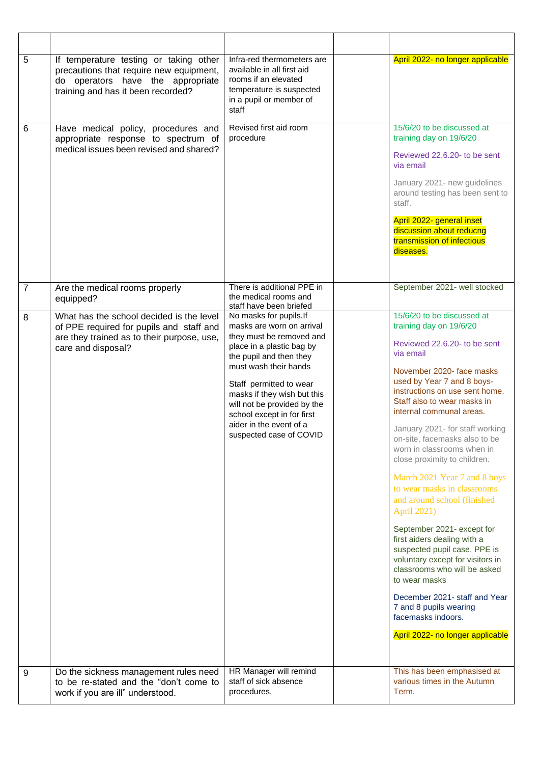| | | | | |
|---|---|---|---|---|
| 5 | If temperature testing or taking other precautions that require new equipment, do operators have the appropriate training and has it been recorded? | Infra-red thermometers are available in all first aid rooms if an elevated temperature is suspected in a pupil or member of staff | | April 2022- no longer applicable |
| 6 | Have medical policy, procedures and appropriate response to spectrum of medical issues been revised and shared? | Revised first aid room procedure | | 15/6/20 to be discussed at training day on 19/6/20<br><br>Reviewed 22.6.20- to be sent via email<br><br>January 2021- new guidelines around testing has been sent to staff.<br><br>April 2022- general inset discussion about reducng transmission of infectious diseases. |
| 7 | Are the medical rooms properly equipped? | There is additional PPE in the medical rooms and staff have been briefed | | September 2021- well stocked |
| 8 | What has the school decided is the level of PPE required for pupils and staff and are they trained as to their purpose, use, care and disposal? | No masks for pupils.If masks are worn on arrival they must be removed and place in a plastic bag by the pupil and then they must wash their hands<br><br>Staff permitted to wear masks if they wish but this will not be provided by the school except in for first aider in the event of a suspected case of COVID | | 15/6/20 to be discussed at training day on 19/6/20<br><br>Reviewed 22.6.20- to be sent via email<br><br>November 2020- face masks used by Year 7 and 8 boys- instructions on use sent home. Staff also to wear masks in internal communal areas.<br><br>January 2021- for staff working on-site, facemasks also to be worn in classrooms when in close proximity to children.<br><br>March 2021 Year 7 and 8 boys to wear masks in classrooms and around school (finished April 2021)<br><br>September 2021- except for first aiders dealing with a suspected pupil case, PPE is voluntary except for visitors in classrooms who will be asked to wear masks<br><br>December 2021- staff and Year 7 and 8 pupils wearing facemasks indoors.<br><br>April 2022- no longer applicable |
| 9 | Do the sickness management rules need to be re-stated and the "don't come to work if you are ill" understood. | HR Manager will remind staff of sick absence procedures, | | This has been emphasised at various times in the Autumn Term. |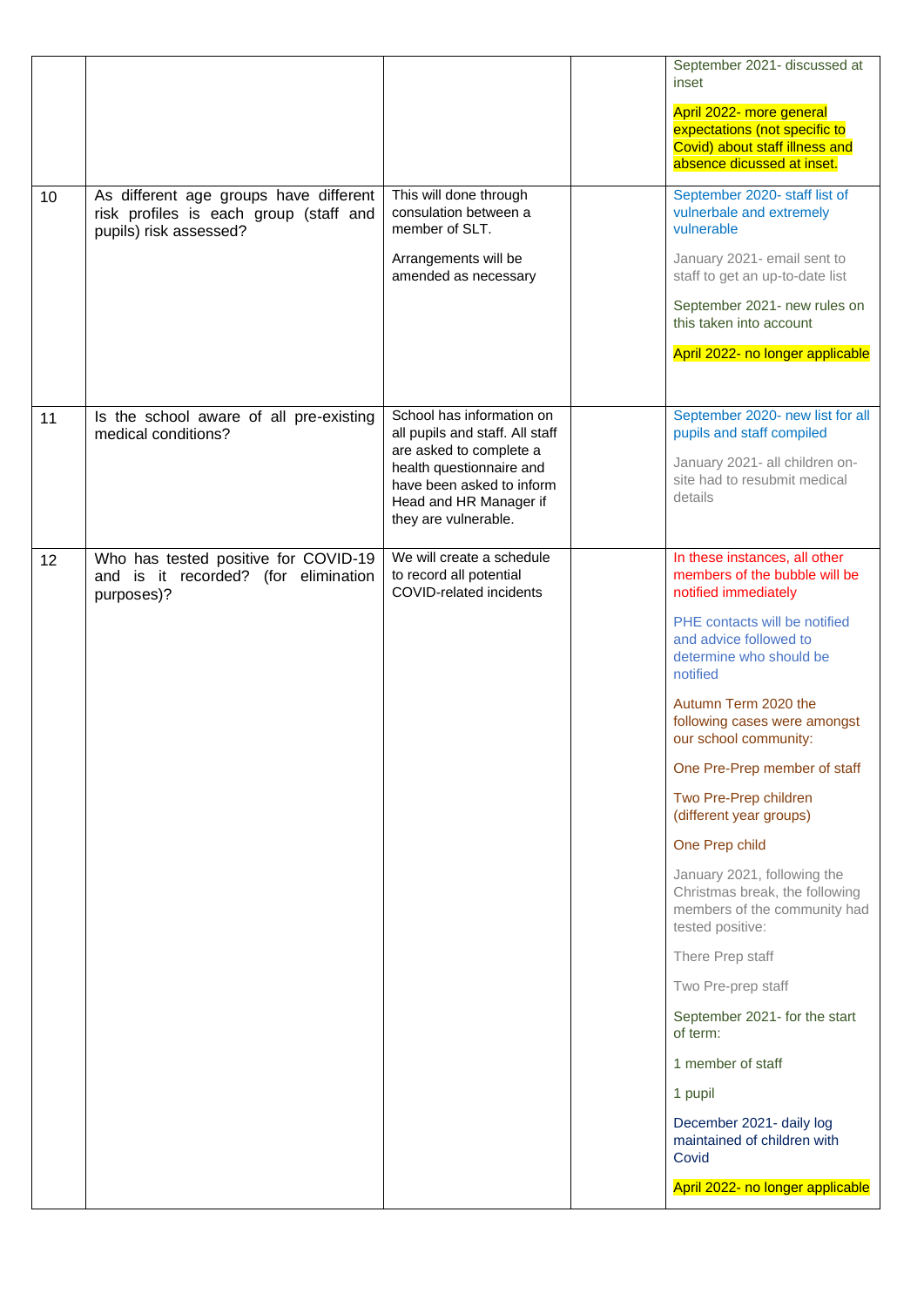| | | | | |
|---|---|---|---|---|
| | | | | September 2021- discussed at inset<br><br>April 2022- more general expectations (not specific to Covid) about staff illness and absence dicussed at inset. |
| 10 | As different age groups have different risk profiles is each group (staff and pupils) risk assessed? | This will done through consulation between a member of SLT.<br><br>Arrangements will be amended as necessary | | September 2020- staff list of vulnerbale and extremely vulnerable<br><br>January 2021- email sent to staff to get an up-to-date list<br><br>September 2021- new rules on this taken into account<br><br>April 2022- no longer applicable |
| 11 | Is the school aware of all pre-existing medical conditions? | School has information on all pupils and staff. All staff are asked to complete a health questionnaire and have been asked to inform Head and HR Manager if they are vulnerable. | | September 2020- new list for all pupils and staff compiled<br><br>January 2021- all children on-site had to resubmit medical details |
| 12 | Who has tested positive for COVID-19 and is it recorded? (for elimination purposes)? | We will create a schedule to record all potential COVID-related incidents | | In these instances, all other members of the bubble will be notified immediately<br><br>PHE contacts will be notified and advice followed to determine who should be notified<br><br>Autumn Term 2020 the following cases were amongst our school community:<br><br>One Pre-Prep member of staff<br><br>Two Pre-Prep children (different year groups)<br><br>One Prep child<br><br>January 2021, following the Christmas break, the following members of the community had tested positive:<br><br>There Prep staff<br><br>Two Pre-prep staff<br><br>September 2021- for the start of term:<br><br>1 member of staff<br><br>1 pupil<br><br>December 2021- daily log maintained of children with Covid<br><br>April 2022- no longer applicable |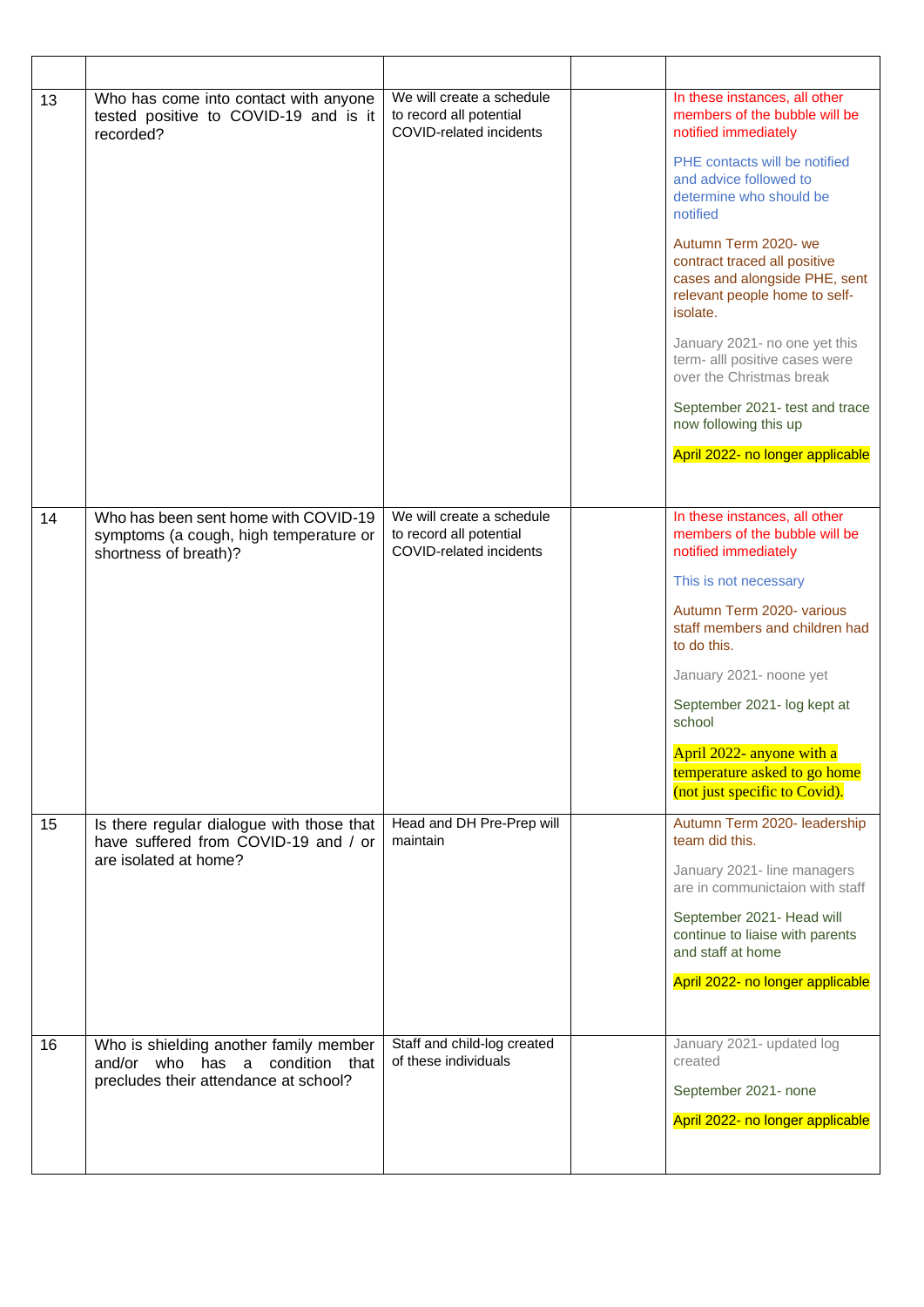| | | | | |
|---|---|---|---|---|
| 13 | Who has come into contact with anyone tested positive to COVID-19 and is it recorded? | We will create a schedule to record all potential COVID-related incidents | | In these instances, all other members of the bubble will be notified immediately<br><br>PHE contacts will be notified and advice followed to determine who should be notified<br><br>Autumn Term 2020- we contract traced all positive cases and alongside PHE, sent relevant people home to self-isolate.<br><br>January 2021- no one yet this term- alll positive cases were over the Christmas break<br><br>September 2021- test and trace now following this up<br><br>April 2022- no longer applicable |
| 14 | Who has been sent home with COVID-19 symptoms (a cough, high temperature or shortness of breath)? | We will create a schedule to record all potential COVID-related incidents | | In these instances, all other members of the bubble will be notified immediately<br><br>This is not necessary<br><br>Autumn Term 2020- various staff members and children had to do this.<br><br>January 2021- noone yet<br><br>September 2021- log kept at school<br><br>April 2022- anyone with a temperature asked to go home (not just specific to Covid). |
| 15 | Is there regular dialogue with those that have suffered from COVID-19 and / or are isolated at home? | Head and DH Pre-Prep will maintain | | Autumn Term 2020- leadership team did this.<br><br>January 2021- line managers are in communictaion with staff<br><br>September 2021- Head will continue to liaise with parents and staff at home<br><br>April 2022- no longer applicable |
| 16 | Who is shielding another family member and/or who has a condition that precludes their attendance at school? | Staff and child-log created of these individuals | | January 2021- updated log created<br><br>September 2021- none<br><br>April 2022- no longer applicable |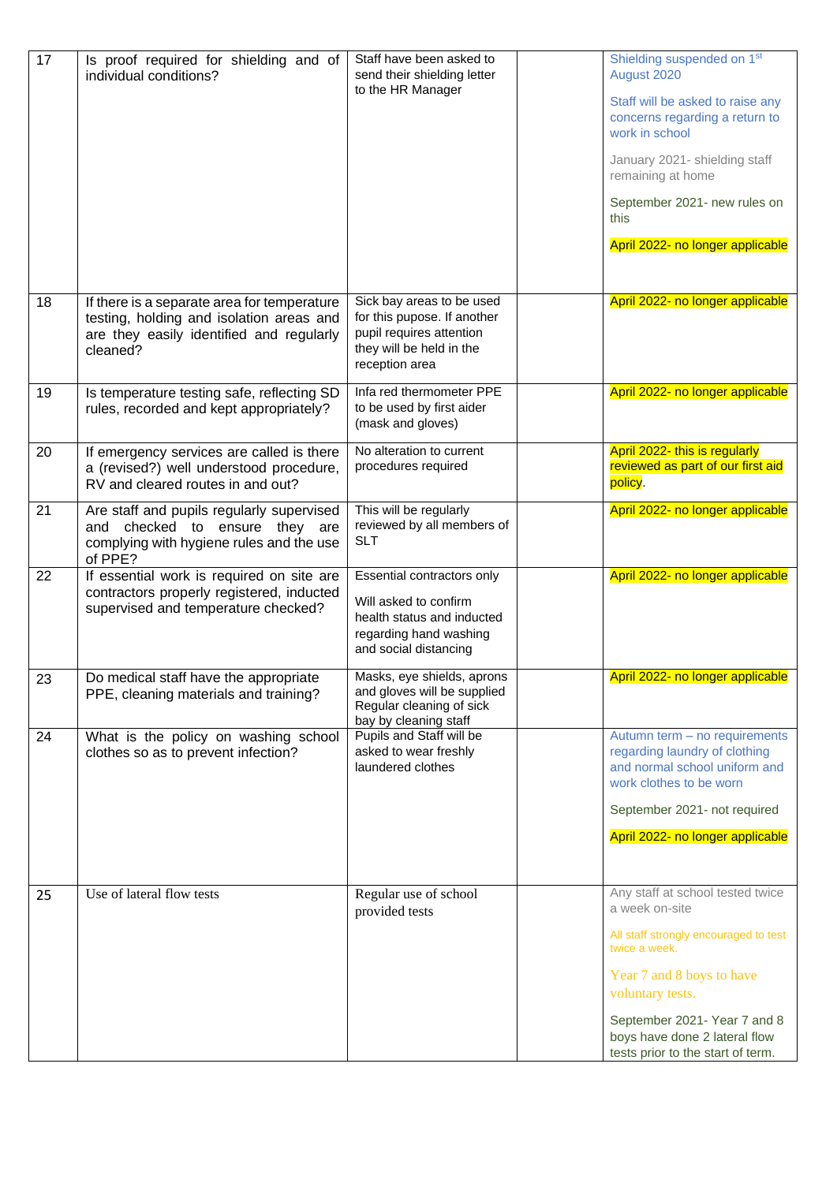| 17 | Is proof required for shielding and of individual conditions? | Staff have been asked to send their shielding letter to the HR Manager | | Shielding suspended on 1st August 2020<br><br>Staff will be asked to raise any concerns regarding a return to work in school<br><br>January 2021- shielding staff remaining at home<br><br>September 2021- new rules on this<br><br>April 2022- no longer applicable |
|---|---|---|---|---|
| 18 | If there is a separate area for temperature testing, holding and isolation areas and are they easily identified and regularly cleaned? | Sick bay areas to be used for this pupose. If another pupil requires attention they will be held in the reception area | | April 2022- no longer applicable |
| 19 | Is temperature testing safe, reflecting SD rules, recorded and kept appropriately? | Infa red thermometer PPE to be used by first aider (mask and gloves) | | April 2022- no longer applicable |
| 20 | If emergency services are called is there a (revised?) well understood procedure, RV and cleared routes in and out? | No alteration to current procedures required | | April 2022- this is regularly reviewed as part of our first aid policy. |
| 21 | Are staff and pupils regularly supervised and checked to ensure they are complying with hygiene rules and the use of PPE? | This will be regularly reviewed by all members of SLT | | April 2022- no longer applicable |
| 22 | If essential work is required on site are contractors properly registered, inducted supervised and temperature checked? | Essential contractors only<br><br>Will asked to confirm health status and inducted regarding hand washing and social distancing | | April 2022- no longer applicable |
| 23 | Do medical staff have the appropriate PPE, cleaning materials and training? | Masks, eye shields, aprons and gloves will be supplied Regular cleaning of sick bay by cleaning staff | | April 2022- no longer applicable |
| 24 | What is the policy on washing school clothes so as to prevent infection? | Pupils and Staff will be asked to wear freshly laundered clothes | | Autumn term – no requirements regarding laundry of clothing and normal school uniform and work clothes to be worn<br><br>September 2021- not required<br><br>April 2022- no longer applicable |
| 25 | Use of lateral flow tests | Regular use of school provided tests | | Any staff at school tested twice a week on-site<br><br>All staff strongly encouraged to test twice a week.<br><br>Year 7 and 8 boys to have voluntary tests.<br><br>September 2021- Year 7 and 8 boys have done 2 lateral flow tests prior to the start of term. |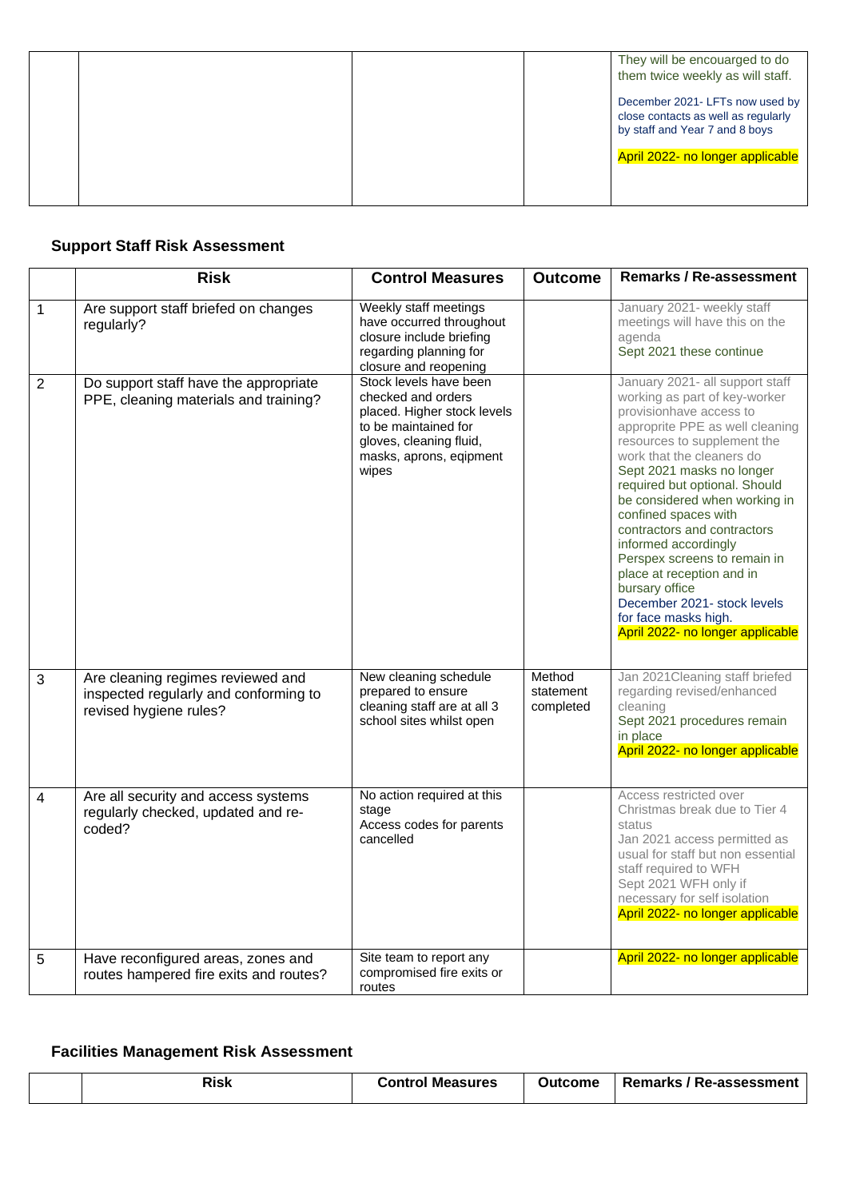| | | | | They will be encouarged to do them twice weekly as will staff.<br><br>December 2021- LFTs now used by close contacts as well as regulary by staff and Year 7 and 8 boys<br><br>April 2022- no longer applicable |
|---|---|---|---|---|

## Support Staff Risk Assessment

| | Risk | Control Measures | Outcome | Remarks / Re-assessment |
|---|---|---|---|---|
| 1 | Are support staff briefed on changes regularly? | Weekly staff meetings have occurred throughout closure include briefing regarding planning for closure and reopening | | January 2021- weekly staff meetings will have this on the agenda<br>Sept 2021 these continue |
| 2 | Do support staff have the appropriate PPE, cleaning materials and training? | Stock levels have been checked and orders placed. Higher stock levels to be maintained for gloves, cleaning fluid, masks, aprons, eqipment wipes | | January 2021- all support staff working as part of key-worker provisionhave access to approprite PPE as well cleaning resources to supplement the work that the cleaners do<br>Sept 2021 masks no longer required but optional. Should be considered when working in confined spaces with contractors and contractors informed accordingly<br>Perspex screens to remain in place at reception and in bursary office<br>December 2021- stock levels for face masks high.<br>April 2022- no longer applicable |
| 3 | Are cleaning regimes reviewed and inspected regularly and conforming to revised hygiene rules? | New cleaning schedule prepared to ensure cleaning staff are at all 3 school sites whilst open | Method statement completed | Jan 2021Cleaning staff briefed regarding revised/enhanced cleaning<br>Sept 2021 procedures remain in place<br>April 2022- no longer applicable |
| 4 | Are all security and access systems regularly checked, updated and re-coded? | No action required at this stage<br>Access codes for parents cancelled | | Access restricted over Christmas break due to Tier 4 status<br>Jan 2021 access permitted as usual for staff but non essential staff required to WFH<br>Sept 2021 WFH only if necessary for self isolation<br>April 2022- no longer applicable |
| 5 | Have reconfigured areas, zones and routes hampered fire exits and routes? | Site team to report any compromised fire exits or routes | | April 2022- no longer applicable |

## Facilities Management Risk Assessment

| | Risk | Control Measures | Outcome | Remarks / Re-assessment |
|---|---|---|---|---|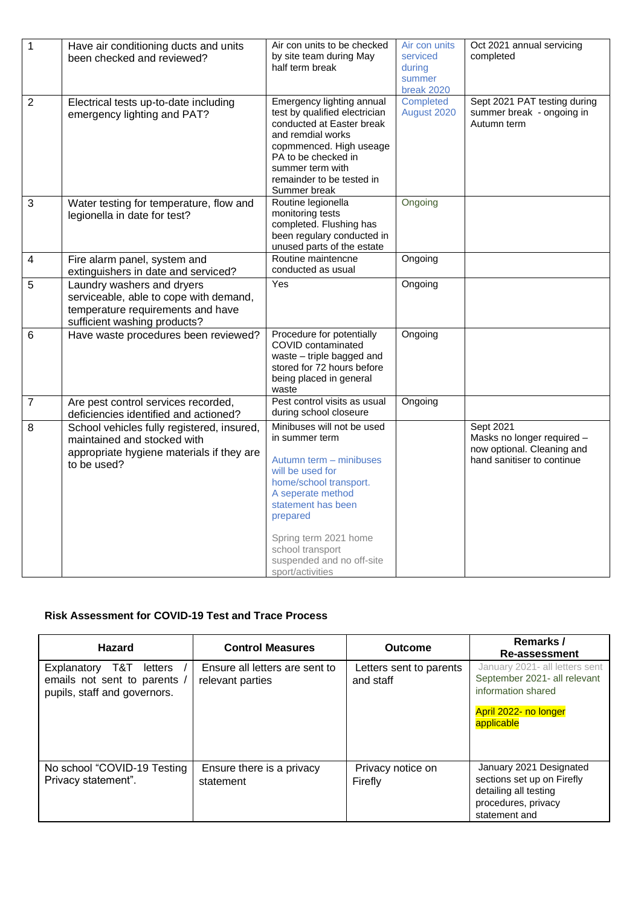| 1 | Have air conditioning ducts and units been checked and reviewed? | Air con units to be checked by site team during May half term break | Air con units serviced during summer break 2020 | Oct 2021 annual servicing completed |
|---|---|---|---|---|
| 2 | Electrical tests up-to-date including emergency lighting and PAT? | Emergency lighting annual test by qualified electrician conducted at Easter break and remdial works copmmenced. High useage PA to be checked in summer term with remainder to be tested in Summer break | Completed August 2020 | Sept 2021 PAT testing during summer break - ongoing in Autumn term |
| 3 | Water testing for temperature, flow and legionella in date for test? | Routine legionella monitoring tests completed. Flushing has been regulary conducted in unused parts of the estate | Ongoing | |
| 4 | Fire alarm panel, system and extinguishers in date and serviced? | Routine maintencne conducted as usual | Ongoing | |
| 5 | Laundry washers and dryers serviceable, able to cope with demand, temperature requirements and have sufficient washing products? | Yes | Ongoing | |
| 6 | Have waste procedures been reviewed? | Procedure for potentially COVID contaminated waste – triple bagged and stored for 72 hours before being placed in general waste | Ongoing | |
| 7 | Are pest control services recorded, deficiencies identified and actioned? | Pest control visits as usual during school closeure | Ongoing | |
| 8 | School vehicles fully registered, insured, maintained and stocked with appropriate hygiene materials if they are to be used? | Minibuses will not be used in summer term<br><br>Autumn term – minibuses will be used for home/school transport. A seperate method statement has been prepared<br><br>Spring term 2021 home school transport suspended and no off-site sport/activities | | Sept 2021<br>Masks no longer required – now optional. Cleaning and hand sanitiser to continue |

**Risk Assessment for COVID-19 Test and Trace Process**

| Hazard | Control Measures | Outcome | Remarks / Re-assessment |
|---|---|---|---|
| Explanatory T&T letters / emails not sent to parents / pupils, staff and governors. | Ensure all letters are sent to relevant parties | Letters sent to parents and staff | January 2021- all letters sent<br>September 2021- all relevant information shared<br><br>April 2022- no longer applicable |
| No school "COVID-19 Testing Privacy statement". | Ensure there is a privacy statement | Privacy notice on Firefly | January 2021 Designated sections set up on Firefly detailing all testing procedures, privacy statement and |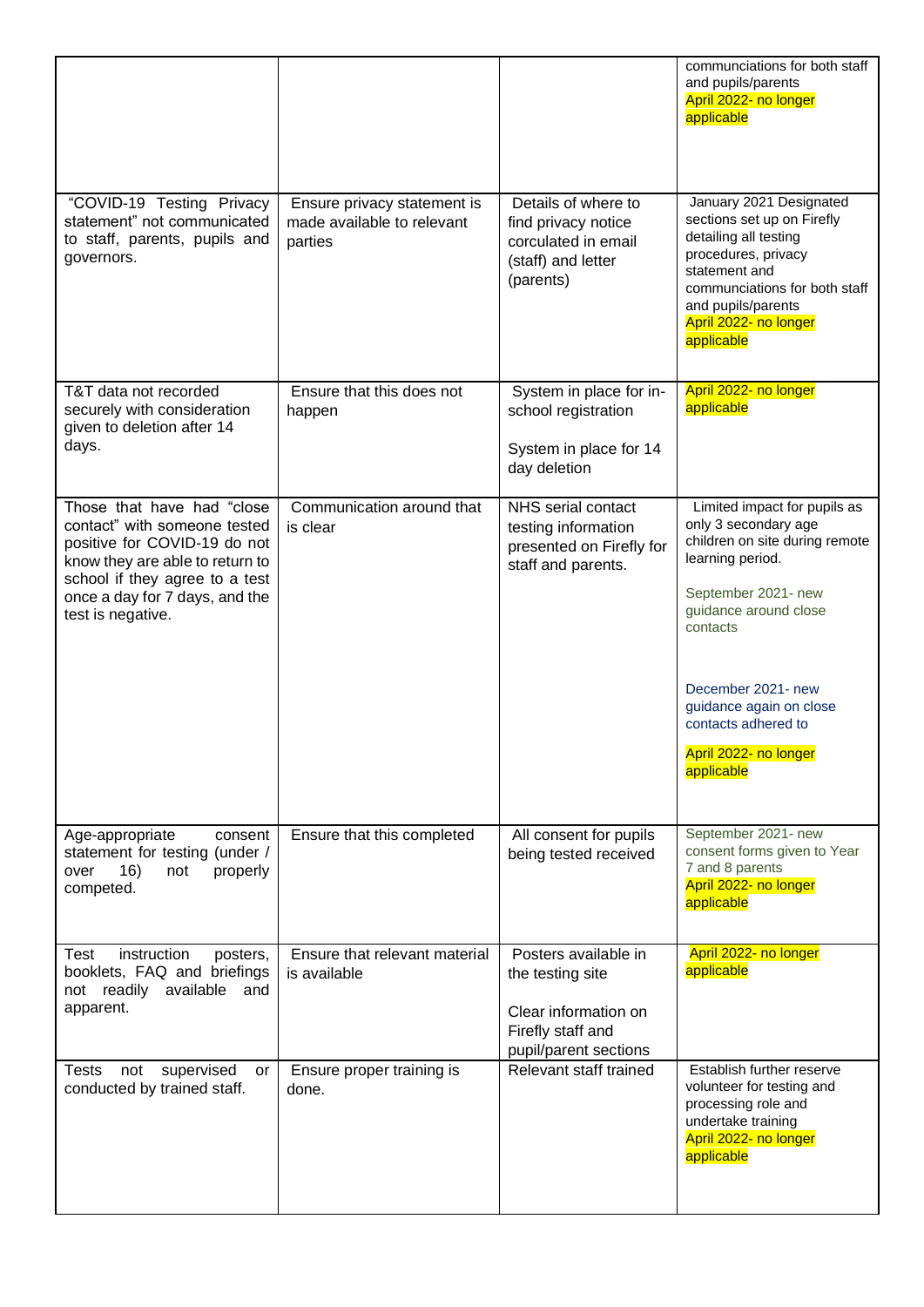| | | | |
|---|---|---|---|
| | | | communciations for both staff and pupils/parents April 2022- no longer applicable |
| "COVID-19 Testing Privacy statement" not communicated to staff, parents, pupils and governors. | Ensure privacy statement is made available to relevant parties | Details of where to find privacy notice corculated in email (staff) and letter (parents) | January 2021 Designated sections set up on Firefly detailing all testing procedures, privacy statement and communciations for both staff and pupils/parents April 2022- no longer applicable |
| T&T data not recorded securely with consideration given to deletion after 14 days. | Ensure that this does not happen | System in place for in-school registration<br><br>System in place for 14 day deletion | April 2022- no longer applicable |
| Those that have had "close contact" with someone tested positive for COVID-19 do not know they are able to return to school if they agree to a test once a day for 7 days, and the test is negative. | Communication around that is clear | NHS serial contact testing information presented on Firefly for staff and parents. | Limited impact for pupils as only 3 secondary age children on site during remote learning period.<br><br>September 2021- new guidance around close contacts<br><br>December 2021- new guidance again on close contacts adhered to<br><br>April 2022- no longer applicable |
| Age-appropriate consent statement for testing (under / over 16) not properly competed. | Ensure that this completed | All consent for pupils being tested received | September 2021- new consent forms given to Year 7 and 8 parents<br>April 2022- no longer applicable |
| Test instruction posters, booklets, FAQ and briefings not readily available and apparent. | Ensure that relevant material is available | Posters available in the testing site<br><br>Clear information on Firefly staff and pupil/parent sections | April 2022- no longer applicable |
| Tests not supervised or conducted by trained staff. | Ensure proper training is done. | Relevant staff trained | Establish further reserve volunteer for testing and processing role and undertake training<br>April 2022- no longer applicable |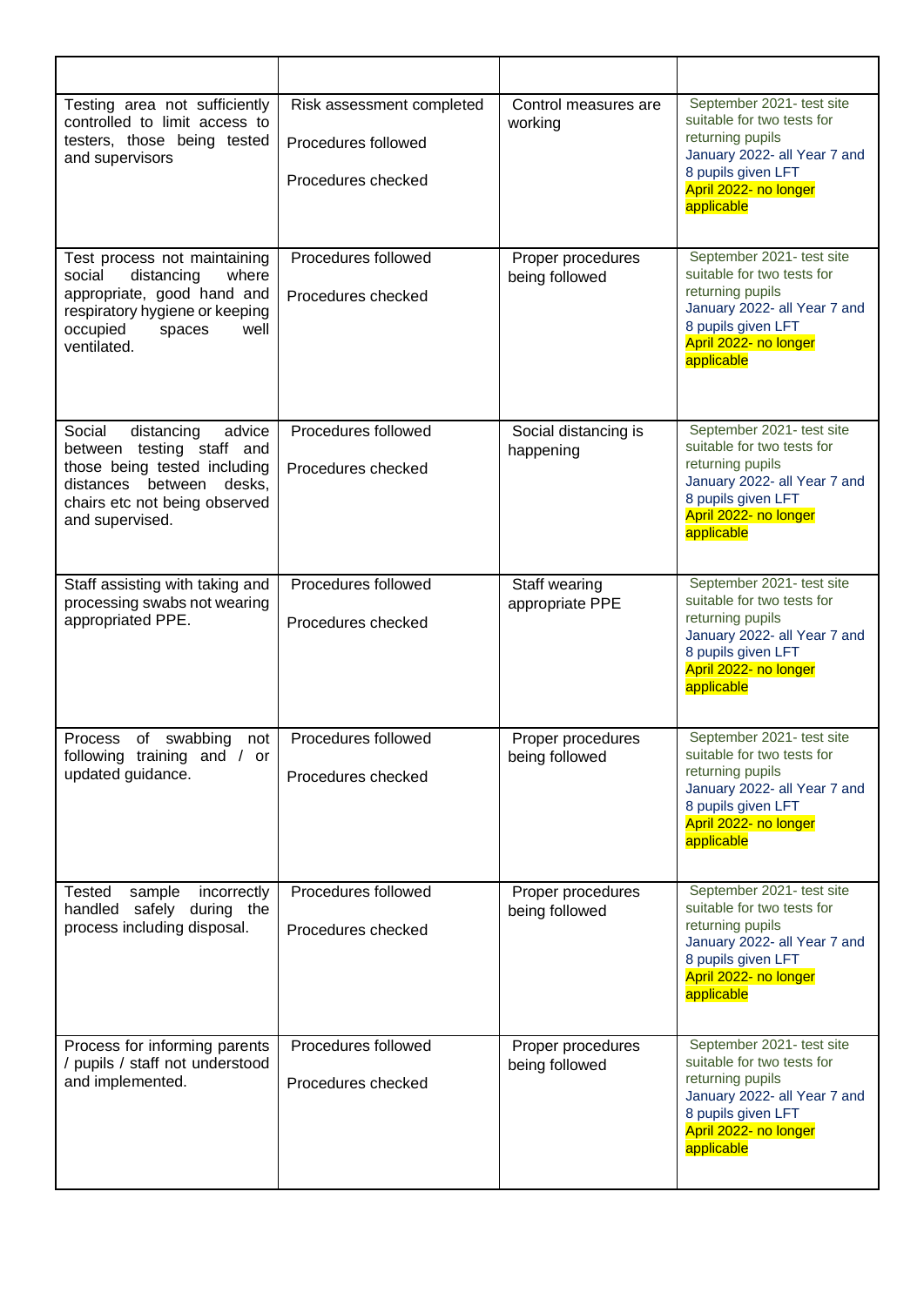| | | | |
|---|---|---|---|
| Testing area not sufficiently controlled to limit access to testers, those being tested and supervisors | Risk assessment completed<br><br>Procedures followed<br><br>Procedures checked | Control measures are working | September 2021- test site suitable for two tests for returning pupils<br>January 2022- all Year 7 and 8 pupils given LFT<br>April 2022- no longer applicable |
| Test process not maintaining social distancing where appropriate, good hand and respiratory hygiene or keeping occupied spaces well ventilated. | Procedures followed<br><br>Procedures checked | Proper procedures being followed | September 2021- test site suitable for two tests for returning pupils<br>January 2022- all Year 7 and 8 pupils given LFT<br>April 2022- no longer applicable |
| Social distancing advice between testing staff and those being tested including distances between desks, chairs etc not being observed and supervised. | Procedures followed<br><br>Procedures checked | Social distancing is happening | September 2021- test site suitable for two tests for returning pupils<br>January 2022- all Year 7 and 8 pupils given LFT<br>April 2022- no longer applicable |
| Staff assisting with taking and processing swabs not wearing appropriated PPE. | Procedures followed<br><br>Procedures checked | Staff wearing appropriate PPE | September 2021- test site suitable for two tests for returning pupils<br>January 2022- all Year 7 and 8 pupils given LFT<br>April 2022- no longer applicable |
| Process of swabbing not following training and / or updated guidance. | Procedures followed<br><br>Procedures checked | Proper procedures being followed | September 2021- test site suitable for two tests for returning pupils<br>January 2022- all Year 7 and 8 pupils given LFT<br>April 2022- no longer applicable |
| Tested sample incorrectly handled safely during the process including disposal. | Procedures followed<br><br>Procedures checked | Proper procedures being followed | September 2021- test site suitable for two tests for returning pupils<br>January 2022- all Year 7 and 8 pupils given LFT<br>April 2022- no longer applicable |
| Process for informing parents / pupils / staff not understood and implemented. | Procedures followed<br><br>Procedures checked | Proper procedures being followed | September 2021- test site suitable for two tests for returning pupils<br>January 2022- all Year 7 and 8 pupils given LFT<br>April 2022- no longer applicable |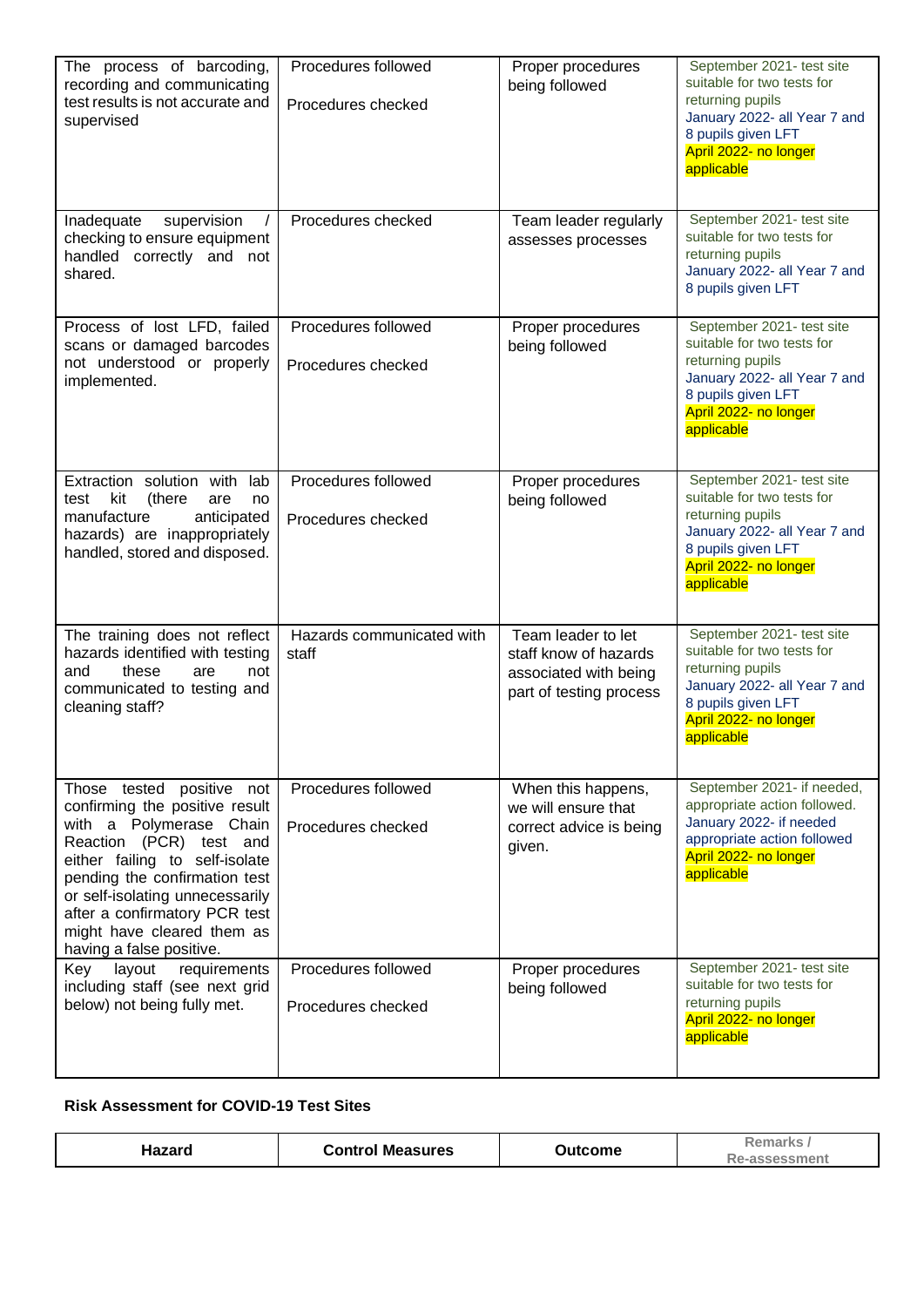| | | | |
|---|---|---|---|
| The process of barcoding, recording and communicating test results is not accurate and supervised | Procedures followed<br><br>Procedures checked | Proper procedures being followed | September 2021- test site suitable for two tests for returning pupils<br>January 2022- all Year 7 and 8 pupils given LFT<br>April 2022- no longer applicable |
| Inadequate supervision / checking to ensure equipment handled correctly and not shared. | Procedures checked | Team leader regularly assesses processes | September 2021- test site suitable for two tests for returning pupils<br>January 2022- all Year 7 and 8 pupils given LFT |
| Process of lost LFD, failed scans or damaged barcodes not understood or properly implemented. | Procedures followed<br><br>Procedures checked | Proper procedures being followed | September 2021- test site suitable for two tests for returning pupils<br>January 2022- all Year 7 and 8 pupils given LFT<br>April 2022- no longer applicable |
| Extraction solution with lab test kit (there are no manufacture anticipated hazards) are inappropriately handled, stored and disposed. | Procedures followed<br><br>Procedures checked | Proper procedures being followed | September 2021- test site suitable for two tests for returning pupils<br>January 2022- all Year 7 and 8 pupils given LFT<br>April 2022- no longer applicable |
| The training does not reflect hazards identified with testing and these are not communicated to testing and cleaning staff? | Hazards communicated with staff | Team leader to let staff know of hazards associated with being part of testing process | September 2021- test site suitable for two tests for returning pupils<br>January 2022- all Year 7 and 8 pupils given LFT<br>April 2022- no longer applicable |
| Those tested positive not confirming the positive result with a Polymerase Chain Reaction (PCR) test and either failing to self-isolate pending the confirmation test or self-isolating unnecessarily after a confirmatory PCR test might have cleared them as having a false positive. | Procedures followed<br><br>Procedures checked | When this happens, we will ensure that correct advice is being given. | September 2021- if needed, appropriate action followed.<br>January 2022- if needed appropriate action followed<br>April 2022- no longer applicable |
| Key layout requirements including staff (see next grid below) not being fully met. | Procedures followed<br><br>Procedures checked | Proper procedures being followed | September 2021- test site suitable for two tests for returning pupils<br>April 2022- no longer applicable |

**Risk Assessment for COVID-19 Test Sites**

| Hazard | Control Measures | Outcome | Remarks / Re-assessment |
|---|---|---|---|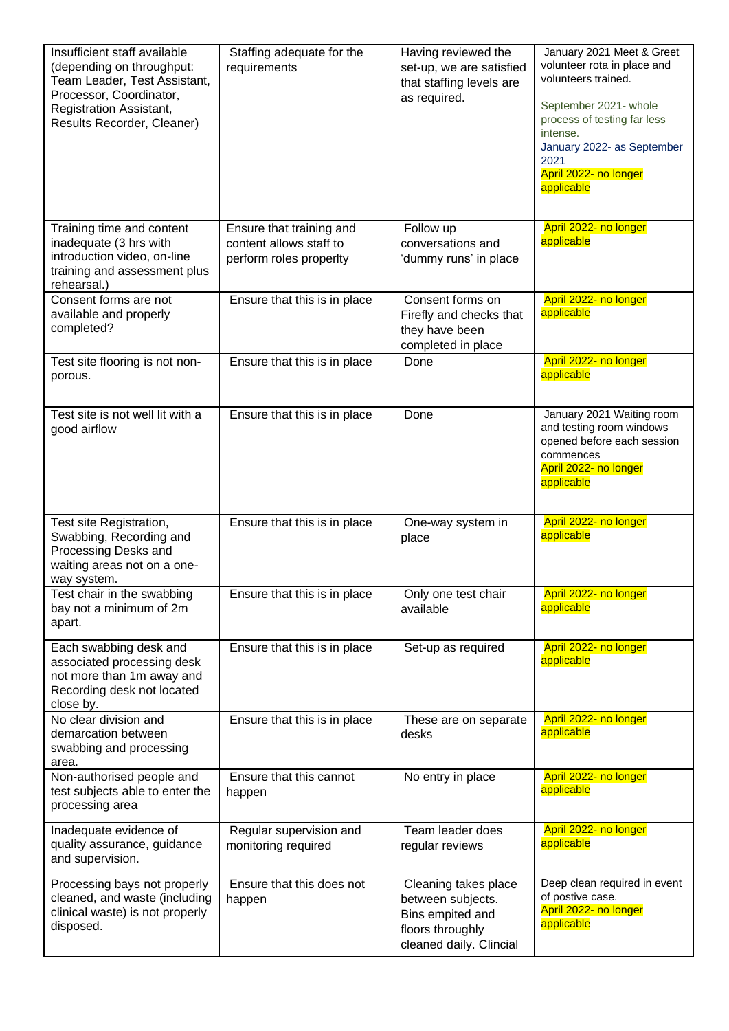| | | | |
|---|---|---|---|
| Insufficient staff available (depending on throughput: Team Leader, Test Assistant, Processor, Coordinator, Registration Assistant, Results Recorder, Cleaner) | Staffing adequate for the requirements | Having reviewed the set-up, we are satisfied that staffing levels are as required. | January 2021 Meet & Greet volunteer rota in place and volunteers trained.<br>September 2021- whole process of testing far less intense.<br>January 2022- as September 2021<br>April 2022- no longer applicable |
| Training time and content inadequate (3 hrs with introduction video, on-line training and assessment plus rehearsal.) | Ensure that training and content allows staff to perform roles properlty | Follow up conversations and 'dummy runs' in place | April 2022- no longer applicable |
| Consent forms are not available and properly completed? | Ensure that this is in place | Consent forms on Firefly and checks that they have been completed in place | April 2022- no longer applicable |
| Test site flooring is not non-porous. | Ensure that this is in place | Done | April 2022- no longer applicable |
| Test site is not well lit with a good airflow | Ensure that this is in place | Done | January 2021 Waiting room and testing room windows opened before each session commences<br>April 2022- no longer applicable |
| Test site Registration, Swabbing, Recording and Processing Desks and waiting areas not on a one-way system. | Ensure that this is in place | One-way system in place | April 2022- no longer applicable |
| Test chair in the swabbing bay not a minimum of 2m apart. | Ensure that this is in place | Only one test chair available | April 2022- no longer applicable |
| Each swabbing desk and associated processing desk not more than 1m away and Recording desk not located close by. | Ensure that this is in place | Set-up as required | April 2022- no longer applicable |
| No clear division and demarcation between swabbing and processing area. | Ensure that this is in place | These are on separate desks | April 2022- no longer applicable |
| Non-authorised people and test subjects able to enter the processing area | Ensure that this cannot happen | No entry in place | April 2022- no longer applicable |
| Inadequate evidence of quality assurance, guidance and supervision. | Regular supervision and monitoring required | Team leader does regular reviews | April 2022- no longer applicable |
| Processing bays not properly cleaned, and waste (including clinical waste) is not properly disposed. | Ensure that this does not happen | Cleaning takes place between subjects. Bins empited and floors throughly cleaned daily. Clincial | Deep clean required in event of postive case.<br>April 2022- no longer applicable |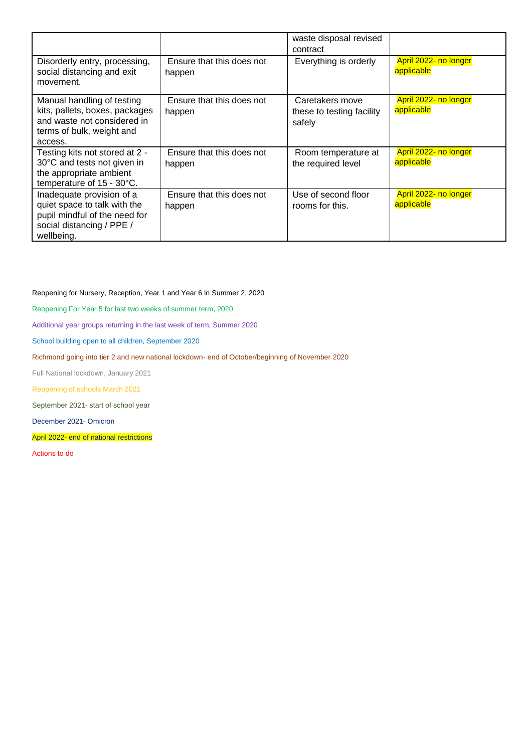| | | | |
|---|---|---|---|
| | | waste disposal revised contract | |
| Disorderly entry, processing, social distancing and exit movement. | Ensure that this does not happen | Everything is orderly | April 2022- no longer applicable |
| Manual handling of testing kits, pallets, boxes, packages and waste not considered in terms of bulk, weight and access. | Ensure that this does not happen | Caretakers move these to testing facility safely | April 2022- no longer applicable |
| Testing kits not stored at 2 - 30°C and tests not given in the appropriate ambient temperature of 15 - 30°C. | Ensure that this does not happen | Room temperature at the required level | April 2022- no longer applicable |
| Inadequate provision of a quiet space to talk with the pupil mindful of the need for social distancing / PPE / wellbeing. | Ensure that this does not happen | Use of second floor rooms for this. | April 2022- no longer applicable |

Reopening for Nursery, Reception, Year 1 and Year 6 in Summer 2, 2020

Reopening For Year 5 for last two weeks of summer term, 2020

Additional year groups returning in the last week of term, Summer 2020

School building open to all children, September 2020

Richmond going into tier 2 and new national lockdown- end of October/beginning of November 2020

Full National lockdown, January 2021

Reopening of schools March 2021

September 2021- start of school year

December 2021- Omicron

April 2022- end of national restrictions

Actions to do